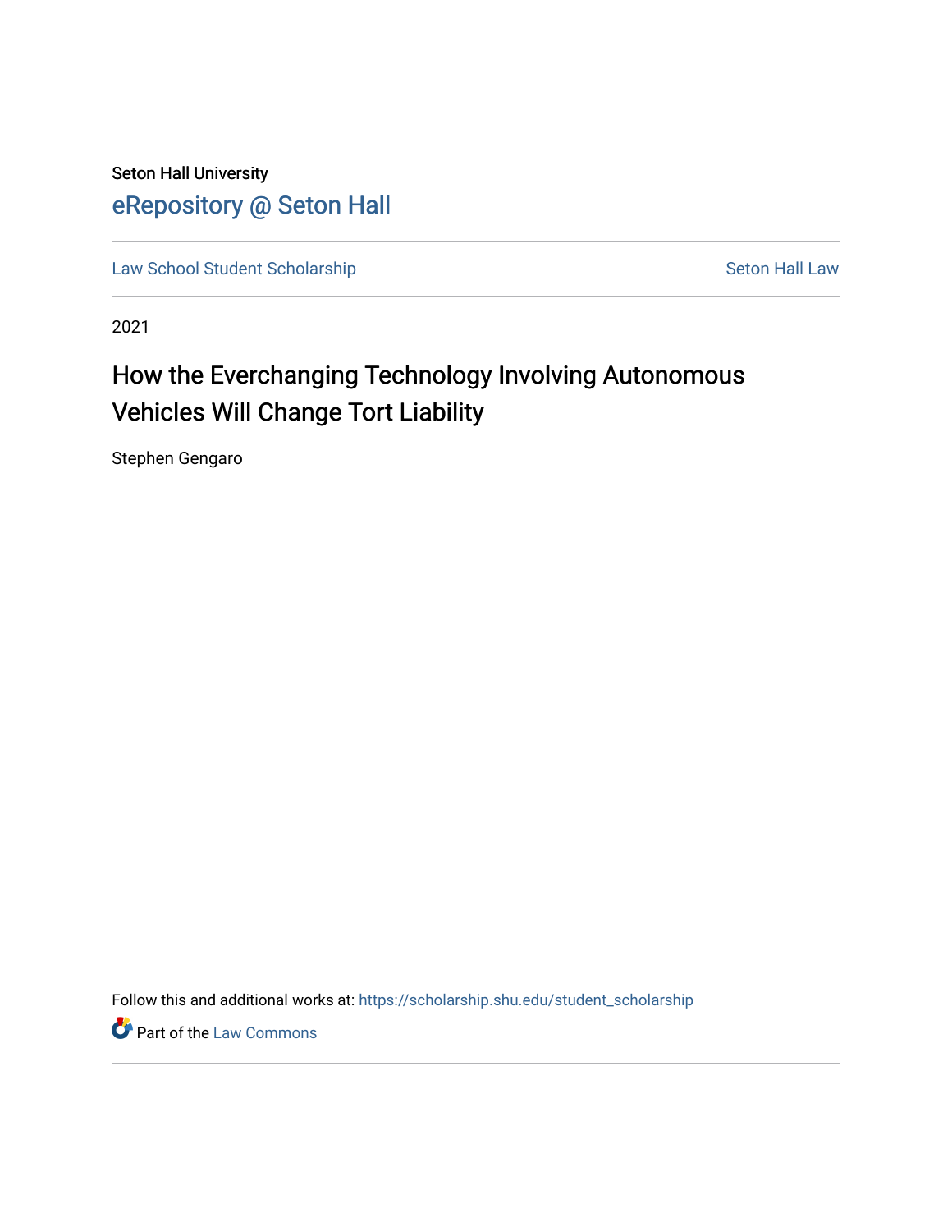Seton Hall University

# eRepository @ Seton Hall

Law School Student Scholarship | Seton Hall Law

2021

## How the Everchanging Technology Involving Autonomous Vehicles Will Change Tort Liability

Stephen Gengaro

Follow this and additional works at: https://scholarship.shu.edu/student_scholarship

Part of the Law Commons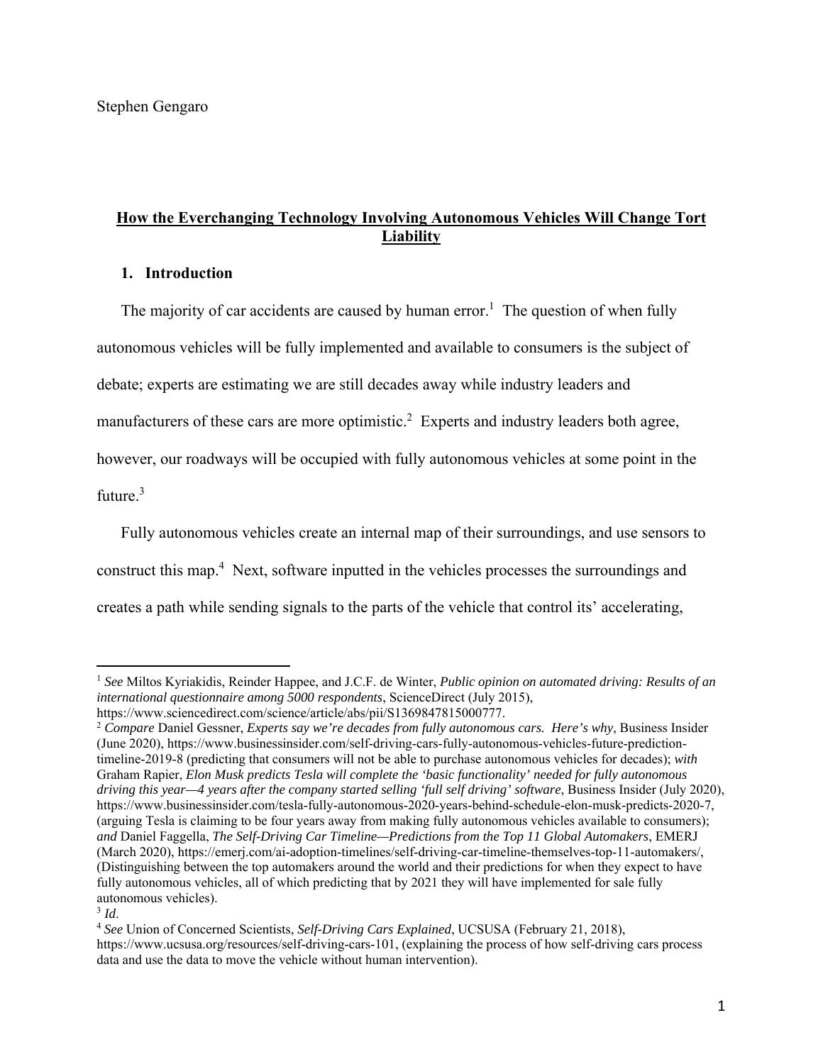Stephen Gengaro

# **How the Everchanging Technology Involving Autonomous Vehicles Will Change Tort Liability**

## **1. Introduction**

The majority of car accidents are caused by human error.[1] The question of when fully autonomous vehicles will be fully implemented and available to consumers is the subject of debate; experts are estimating we are still decades away while industry leaders and manufacturers of these cars are more optimistic.[2] Experts and industry leaders both agree, however, our roadways will be occupied with fully autonomous vehicles at some point in the future.[3]

Fully autonomous vehicles create an internal map of their surroundings, and use sensors to construct this map.[4] Next, software inputted in the vehicles processes the surroundings and creates a path while sending signals to the parts of the vehicle that control its' accelerating,

---

[1] *See* Miltos Kyriakidis, Reinder Happee, and J.C.F. de Winter, *Public opinion on automated driving: Results of an international questionnaire among 5000 respondents*, ScienceDirect (July 2015), https://www.sciencedirect.com/science/article/abs/pii/S1369847815000777.

[2] *Compare* Daniel Gessner, *Experts say we're decades from fully autonomous cars. Here's why*, Business Insider (June 2020), https://www.businessinsider.com/self-driving-cars-fully-autonomous-vehicles-future-prediction-timeline-2019-8 (predicting that consumers will not be able to purchase autonomous vehicles for decades); *with* Graham Rapier, *Elon Musk predicts Tesla will complete the 'basic functionality' needed for fully autonomous driving this year—4 years after the company started selling 'full self driving' software*, Business Insider (July 2020), https://www.businessinsider.com/tesla-fully-autonomous-2020-years-behind-schedule-elon-musk-predicts-2020-7, (arguing Tesla is claiming to be four years away from making fully autonomous vehicles available to consumers); *and* Daniel Faggella, *The Self-Driving Car Timeline—Predictions from the Top 11 Global Automakers*, EMERJ (March 2020), https://emerj.com/ai-adoption-timelines/self-driving-car-timeline-themselves-top-11-automakers/, (Distinguishing between the top automakers around the world and their predictions for when they expect to have fully autonomous vehicles, all of which predicting that by 2021 they will have implemented for sale fully autonomous vehicles).

[3] *Id*.

[4] *See* Union of Concerned Scientists, *Self-Driving Cars Explained*, UCSUSA (February 21, 2018), https://www.ucsusa.org/resources/self-driving-cars-101, (explaining the process of how self-driving cars process data and use the data to move the vehicle without human intervention).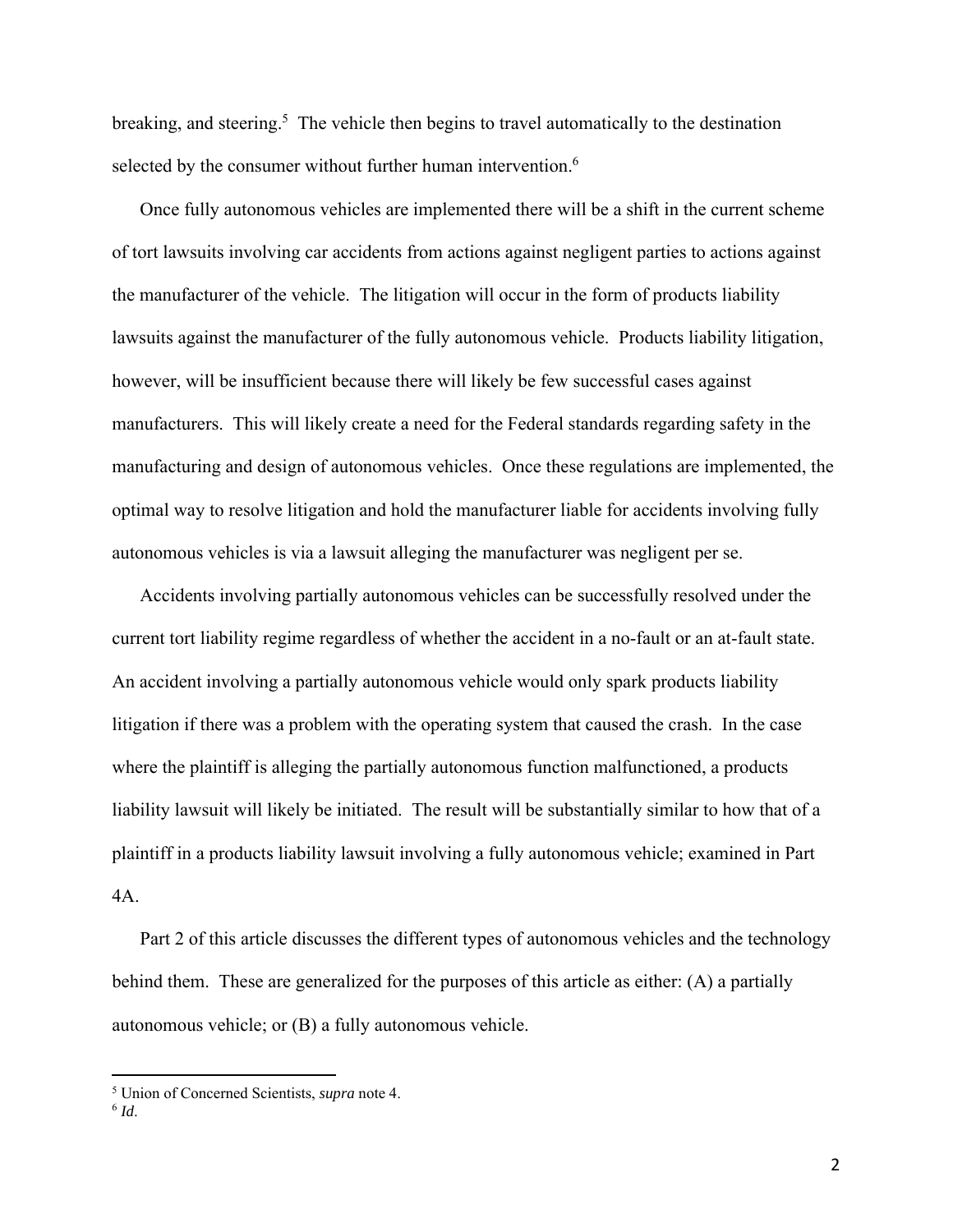breaking, and steering.[5] The vehicle then begins to travel automatically to the destination selected by the consumer without further human intervention.[6]

Once fully autonomous vehicles are implemented there will be a shift in the current scheme of tort lawsuits involving car accidents from actions against negligent parties to actions against the manufacturer of the vehicle. The litigation will occur in the form of products liability lawsuits against the manufacturer of the fully autonomous vehicle. Products liability litigation, however, will be insufficient because there will likely be few successful cases against manufacturers. This will likely create a need for the Federal standards regarding safety in the manufacturing and design of autonomous vehicles. Once these regulations are implemented, the optimal way to resolve litigation and hold the manufacturer liable for accidents involving fully autonomous vehicles is via a lawsuit alleging the manufacturer was negligent per se.

Accidents involving partially autonomous vehicles can be successfully resolved under the current tort liability regime regardless of whether the accident in a no-fault or an at-fault state. An accident involving a partially autonomous vehicle would only spark products liability litigation if there was a problem with the operating system that caused the crash. In the case where the plaintiff is alleging the partially autonomous function malfunctioned, a products liability lawsuit will likely be initiated. The result will be substantially similar to how that of a plaintiff in a products liability lawsuit involving a fully autonomous vehicle; examined in Part 4A.

Part 2 of this article discusses the different types of autonomous vehicles and the technology behind them. These are generalized for the purposes of this article as either: (A) a partially autonomous vehicle; or (B) a fully autonomous vehicle.

---

[5] Union of Concerned Scientists, *supra* note 4.

[6] *Id*.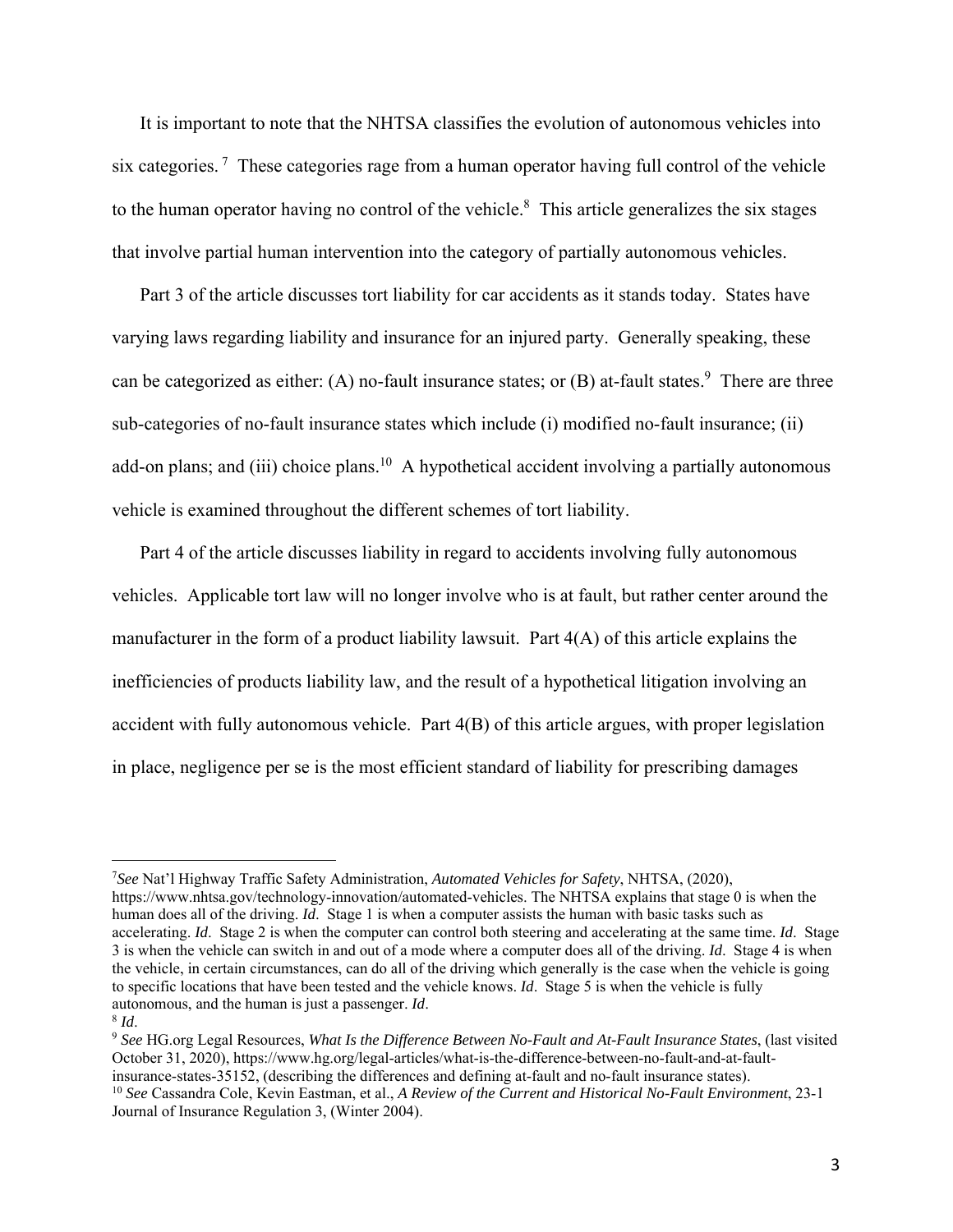It is important to note that the NHTSA classifies the evolution of autonomous vehicles into six categories.[7] These categories rage from a human operator having full control of the vehicle to the human operator having no control of the vehicle.[8] This article generalizes the six stages that involve partial human intervention into the category of partially autonomous vehicles.

Part 3 of the article discusses tort liability for car accidents as it stands today. States have varying laws regarding liability and insurance for an injured party. Generally speaking, these can be categorized as either: (A) no-fault insurance states; or (B) at-fault states.[9] There are three sub-categories of no-fault insurance states which include (i) modified no-fault insurance; (ii) add-on plans; and (iii) choice plans.[10] A hypothetical accident involving a partially autonomous vehicle is examined throughout the different schemes of tort liability.

Part 4 of the article discusses liability in regard to accidents involving fully autonomous vehicles. Applicable tort law will no longer involve who is at fault, but rather center around the manufacturer in the form of a product liability lawsuit. Part 4(A) of this article explains the inefficiencies of products liability law, and the result of a hypothetical litigation involving an accident with fully autonomous vehicle. Part 4(B) of this article argues, with proper legislation in place, negligence per se is the most efficient standard of liability for prescribing damages

---

[7] *See* Nat'l Highway Traffic Safety Administration, *Automated Vehicles for Safety*, NHTSA, (2020), https://www.nhtsa.gov/technology-innovation/automated-vehicles. The NHTSA explains that stage 0 is when the human does all of the driving. *Id*. Stage 1 is when a computer assists the human with basic tasks such as accelerating. *Id*. Stage 2 is when the computer can control both steering and accelerating at the same time. *Id*. Stage 3 is when the vehicle can switch in and out of a mode where a computer does all of the driving. *Id*. Stage 4 is when the vehicle, in certain circumstances, can do all of the driving which generally is the case when the vehicle is going to specific locations that have been tested and the vehicle knows. *Id*. Stage 5 is when the vehicle is fully autonomous, and the human is just a passenger. *Id*.

[8] *Id*.

[9] *See* HG.org Legal Resources, *What Is the Difference Between No-Fault and At-Fault Insurance States*, (last visited October 31, 2020), https://www.hg.org/legal-articles/what-is-the-difference-between-no-fault-and-at-fault-insurance-states-35152, (describing the differences and defining at-fault and no-fault insurance states).

[10] *See* Cassandra Cole, Kevin Eastman, et al., *A Review of the Current and Historical No-Fault Environment*, 23-1 Journal of Insurance Regulation 3, (Winter 2004).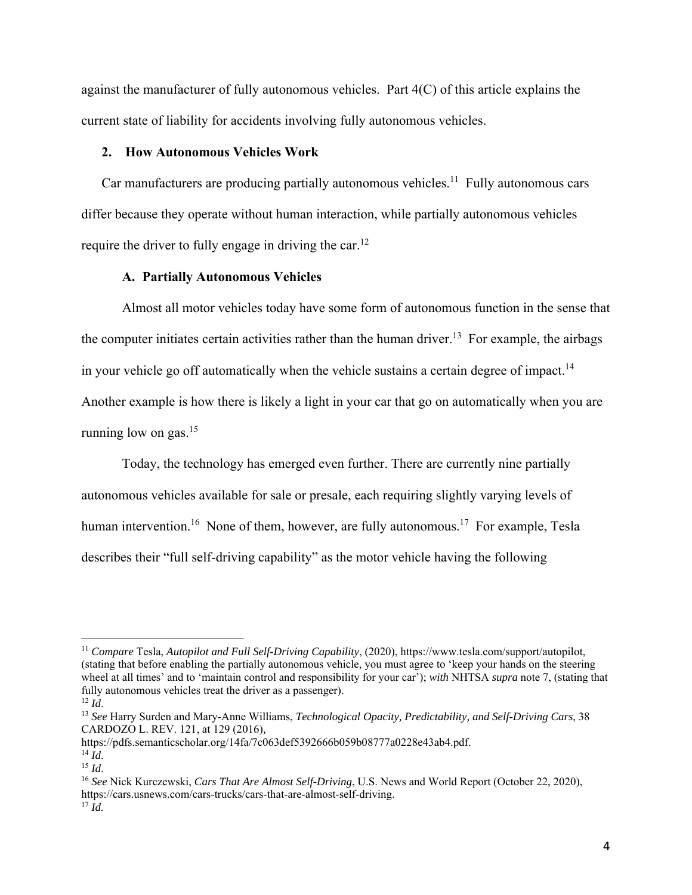against the manufacturer of fully autonomous vehicles. Part 4(C) of this article explains the current state of liability for accidents involving fully autonomous vehicles.

## 2. How Autonomous Vehicles Work

Car manufacturers are producing partially autonomous vehicles.[11] Fully autonomous cars differ because they operate without human interaction, while partially autonomous vehicles require the driver to fully engage in driving the car.[12]

### A. Partially Autonomous Vehicles

Almost all motor vehicles today have some form of autonomous function in the sense that the computer initiates certain activities rather than the human driver.[13] For example, the airbags in your vehicle go off automatically when the vehicle sustains a certain degree of impact.[14] Another example is how there is likely a light in your car that go on automatically when you are running low on gas.[15]

Today, the technology has emerged even further. There are currently nine partially autonomous vehicles available for sale or presale, each requiring slightly varying levels of human intervention.[16] None of them, however, are fully autonomous.[17] For example, Tesla describes their "full self-driving capability" as the motor vehicle having the following

---

[11] *Compare* Tesla, *Autopilot and Full Self-Driving Capability*, (2020), https://www.tesla.com/support/autopilot, (stating that before enabling the partially autonomous vehicle, you must agree to 'keep your hands on the steering wheel at all times' and to 'maintain control and responsibility for your car'); *with* NHTSA *supra* note 7, (stating that fully autonomous vehicles treat the driver as a passenger).

[12] *Id*.

[13] *See* Harry Surden and Mary-Anne Williams, *Technological Opacity, Predictability, and Self-Driving Cars*, 38 CARDOZO L. REV. 121, at 129 (2016), https://pdfs.semanticscholar.org/14fa/7c063def5392666b059b08777a0228e43ab4.pdf.

[14] *Id*.

[15] *Id*.

[16] *See* Nick Kurczewski, *Cars That Are Almost Self-Driving*, U.S. News and World Report (October 22, 2020), https://cars.usnews.com/cars-trucks/cars-that-are-almost-self-driving.

[17] *Id.*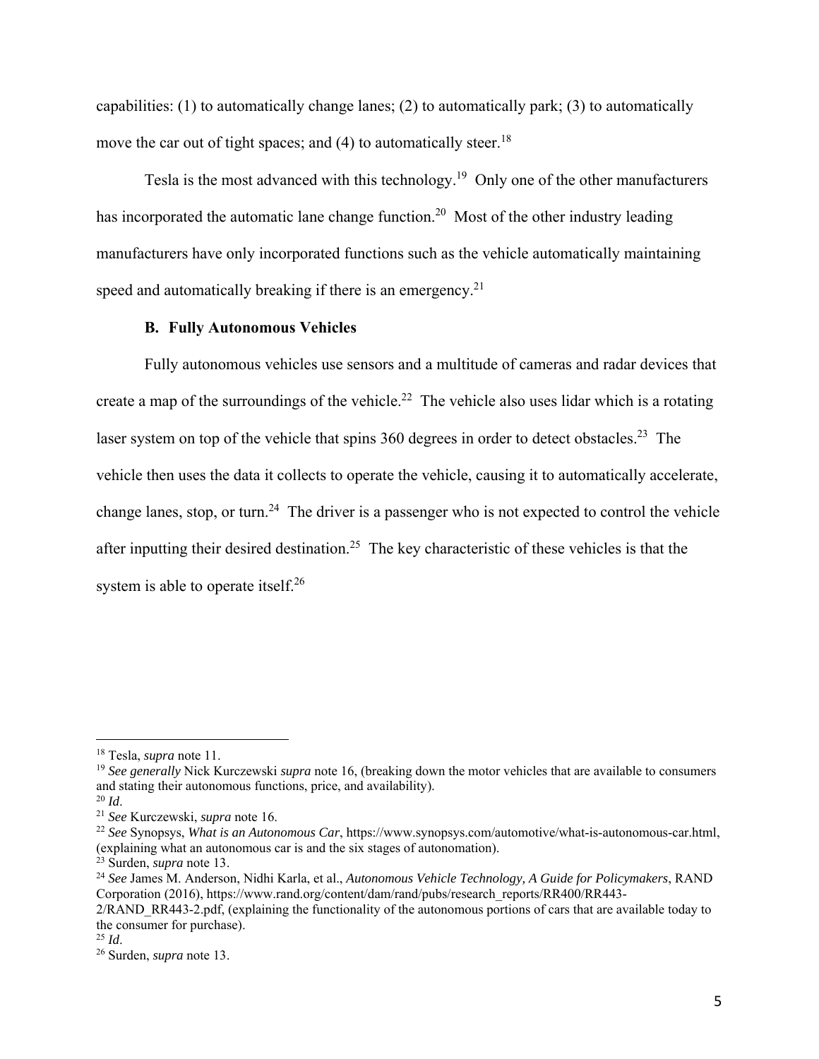capabilities: (1) to automatically change lanes; (2) to automatically park; (3) to automatically move the car out of tight spaces; and (4) to automatically steer.[18]

Tesla is the most advanced with this technology.[19] Only one of the other manufacturers has incorporated the automatic lane change function.[20] Most of the other industry leading manufacturers have only incorporated functions such as the vehicle automatically maintaining speed and automatically breaking if there is an emergency.[21]

### B. Fully Autonomous Vehicles

Fully autonomous vehicles use sensors and a multitude of cameras and radar devices that create a map of the surroundings of the vehicle.[22] The vehicle also uses lidar which is a rotating laser system on top of the vehicle that spins 360 degrees in order to detect obstacles.[23] The vehicle then uses the data it collects to operate the vehicle, causing it to automatically accelerate, change lanes, stop, or turn.[24] The driver is a passenger who is not expected to control the vehicle after inputting their desired destination.[25] The key characteristic of these vehicles is that the system is able to operate itself.[26]

---

[18] Tesla, *supra* note 11.

[19] *See generally* Nick Kurczewski *supra* note 16, (breaking down the motor vehicles that are available to consumers and stating their autonomous functions, price, and availability).

[20] *Id*.

[21] *See* Kurczewski, *supra* note 16.

[22] *See* Synopsys, *What is an Autonomous Car*, https://www.synopsys.com/automotive/what-is-autonomous-car.html, (explaining what an autonomous car is and the six stages of autonomation).

[23] Surden, *supra* note 13.

[24] *See* James M. Anderson, Nidhi Karla, et al., *Autonomous Vehicle Technology, A Guide for Policymakers*, RAND Corporation (2016), https://www.rand.org/content/dam/rand/pubs/research_reports/RR400/RR443-2/RAND_RR443-2.pdf, (explaining the functionality of the autonomous portions of cars that are available today to the consumer for purchase).

[25] *Id*.

[26] Surden, *supra* note 13.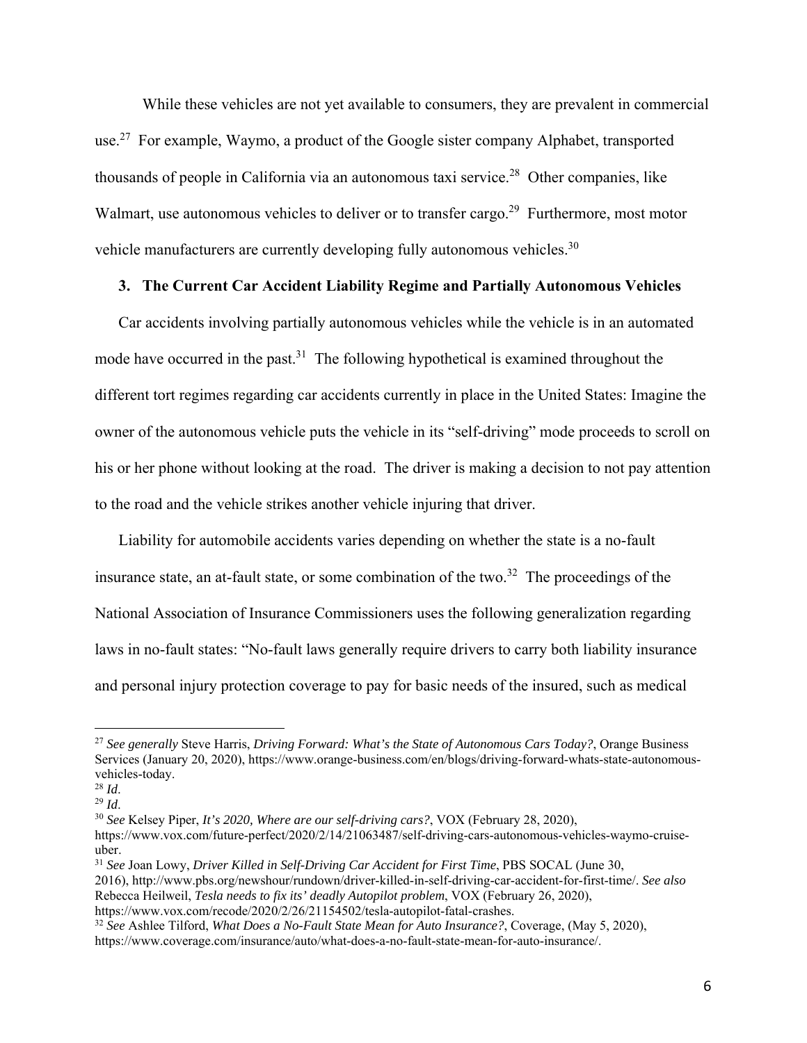While these vehicles are not yet available to consumers, they are prevalent in commercial use.[27] For example, Waymo, a product of the Google sister company Alphabet, transported thousands of people in California via an autonomous taxi service.[28] Other companies, like Walmart, use autonomous vehicles to deliver or to transfer cargo.[29] Furthermore, most motor vehicle manufacturers are currently developing fully autonomous vehicles.[30]

### 3. The Current Car Accident Liability Regime and Partially Autonomous Vehicles

Car accidents involving partially autonomous vehicles while the vehicle is in an automated mode have occurred in the past.[31] The following hypothetical is examined throughout the different tort regimes regarding car accidents currently in place in the United States: Imagine the owner of the autonomous vehicle puts the vehicle in its "self-driving" mode proceeds to scroll on his or her phone without looking at the road. The driver is making a decision to not pay attention to the road and the vehicle strikes another vehicle injuring that driver.

Liability for automobile accidents varies depending on whether the state is a no-fault insurance state, an at-fault state, or some combination of the two.[32] The proceedings of the National Association of Insurance Commissioners uses the following generalization regarding laws in no-fault states: "No-fault laws generally require drivers to carry both liability insurance and personal injury protection coverage to pay for basic needs of the insured, such as medical

---

[27] *See generally* Steve Harris, *Driving Forward: What's the State of Autonomous Cars Today?*, Orange Business Services (January 20, 2020), https://www.orange-business.com/en/blogs/driving-forward-whats-state-autonomous-vehicles-today.

[28] *Id*.

[29] *Id*.

[30] *See* Kelsey Piper, *It's 2020, Where are our self-driving cars?*, VOX (February 28, 2020), https://www.vox.com/future-perfect/2020/2/14/21063487/self-driving-cars-autonomous-vehicles-waymo-cruise-uber.

[31] *See* Joan Lowy, *Driver Killed in Self-Driving Car Accident for First Time*, PBS SOCAL (June 30, 2016), http://www.pbs.org/newshour/rundown/driver-killed-in-self-driving-car-accident-for-first-time/. *See also* Rebecca Heilweil, *Tesla needs to fix its' deadly Autopilot problem*, VOX (February 26, 2020), https://www.vox.com/recode/2020/2/26/21154502/tesla-autopilot-fatal-crashes.

[32] *See* Ashlee Tilford, *What Does a No-Fault State Mean for Auto Insurance?*, Coverage, (May 5, 2020), https://www.coverage.com/insurance/auto/what-does-a-no-fault-state-mean-for-auto-insurance/.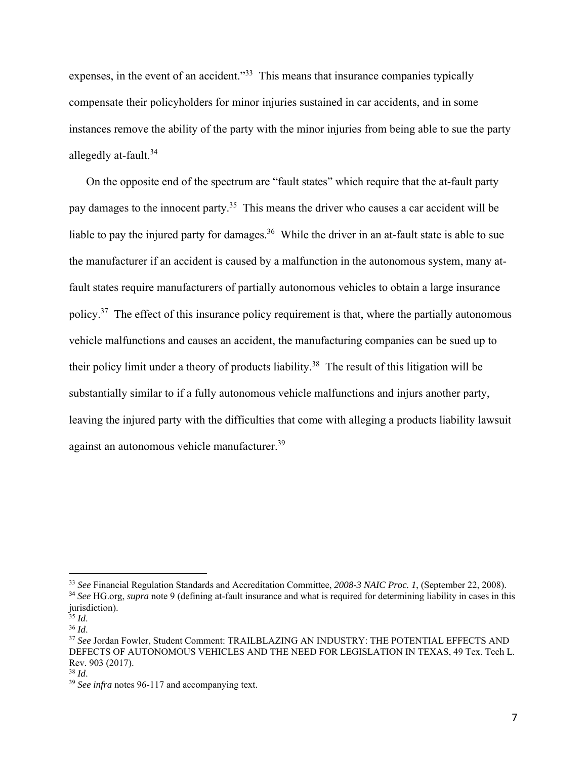expenses, in the event of an accident."[33] This means that insurance companies typically compensate their policyholders for minor injuries sustained in car accidents, and in some instances remove the ability of the party with the minor injuries from being able to sue the party allegedly at-fault.[34]

On the opposite end of the spectrum are "fault states" which require that the at-fault party pay damages to the innocent party.[35] This means the driver who causes a car accident will be liable to pay the injured party for damages.[36] While the driver in an at-fault state is able to sue the manufacturer if an accident is caused by a malfunction in the autonomous system, many at-fault states require manufacturers of partially autonomous vehicles to obtain a large insurance policy.[37] The effect of this insurance policy requirement is that, where the partially autonomous vehicle malfunctions and causes an accident, the manufacturing companies can be sued up to their policy limit under a theory of products liability.[38] The result of this litigation will be substantially similar to if a fully autonomous vehicle malfunctions and injurs another party, leaving the injured party with the difficulties that come with alleging a products liability lawsuit against an autonomous vehicle manufacturer.[39]

---

[33] *See* Financial Regulation Standards and Accreditation Committee, *2008-3 NAIC Proc. 1*, (September 22, 2008).

[34] *See* HG.org, *supra* note 9 (defining at-fault insurance and what is required for determining liability in cases in this jurisdiction).

[35] *Id*.

[36] *Id*.

[37] *See* Jordan Fowler, Student Comment: TRAILBLAZING AN INDUSTRY: THE POTENTIAL EFFECTS AND DEFECTS OF AUTONOMOUS VEHICLES AND THE NEED FOR LEGISLATION IN TEXAS, 49 Tex. Tech L. Rev. 903 (2017).

[38] *Id*.

[39] *See infra* notes 96-117 and accompanying text.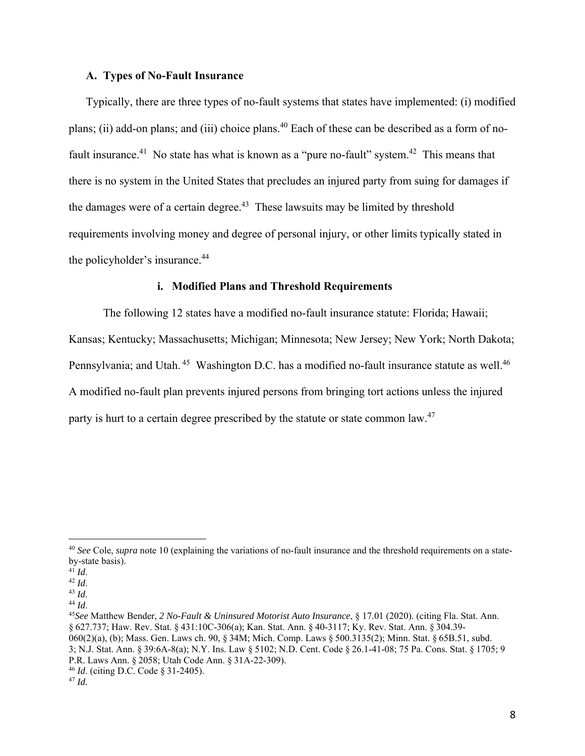### A. Types of No-Fault Insurance

Typically, there are three types of no-fault systems that states have implemented: (i) modified plans; (ii) add-on plans; and (iii) choice plans.[40] Each of these can be described as a form of no-fault insurance.[41] No state has what is known as a "pure no-fault" system.[42] This means that there is no system in the United States that precludes an injured party from suing for damages if the damages were of a certain degree.[43] These lawsuits may be limited by threshold requirements involving money and degree of personal injury, or other limits typically stated in the policyholder's insurance.[44]

#### i. Modified Plans and Threshold Requirements

The following 12 states have a modified no-fault insurance statute: Florida; Hawaii; Kansas; Kentucky; Massachusetts; Michigan; Minnesota; New Jersey; New York; North Dakota; Pennsylvania; and Utah.[45] Washington D.C. has a modified no-fault insurance statute as well.[46] A modified no-fault plan prevents injured persons from bringing tort actions unless the injured party is hurt to a certain degree prescribed by the statute or state common law.[47]

---

[40] *See* Cole, *supra* note 10 (explaining the variations of no-fault insurance and the threshold requirements on a state-by-state basis).

[41] *Id*.

[42] *Id*.

[43] *Id*.

[44] *Id*.

[45] *See* Matthew Bender, *2 No-Fault & Uninsured Motorist Auto Insurance*, § 17.01 (2020). (citing Fla. Stat. Ann. § 627.737; Haw. Rev. Stat. § 431:10C-306(a); Kan. Stat. Ann. § 40-3117; Ky. Rev. Stat. Ann. § 304.39-060(2)(a), (b); Mass. Gen. Laws ch. 90, § 34M; Mich. Comp. Laws § 500.3135(2); Minn. Stat. § 65B.51, subd. 3; N.J. Stat. Ann. § 39:6A-8(a); N.Y. Ins. Law § 5102; N.D. Cent. Code § 26.1-41-08; 75 Pa. Cons. Stat. § 1705; 9 P.R. Laws Ann. § 2058; Utah Code Ann. § 31A-22-309).

[46] *Id*. (citing D.C. Code § 31-2405).

[47] *Id.*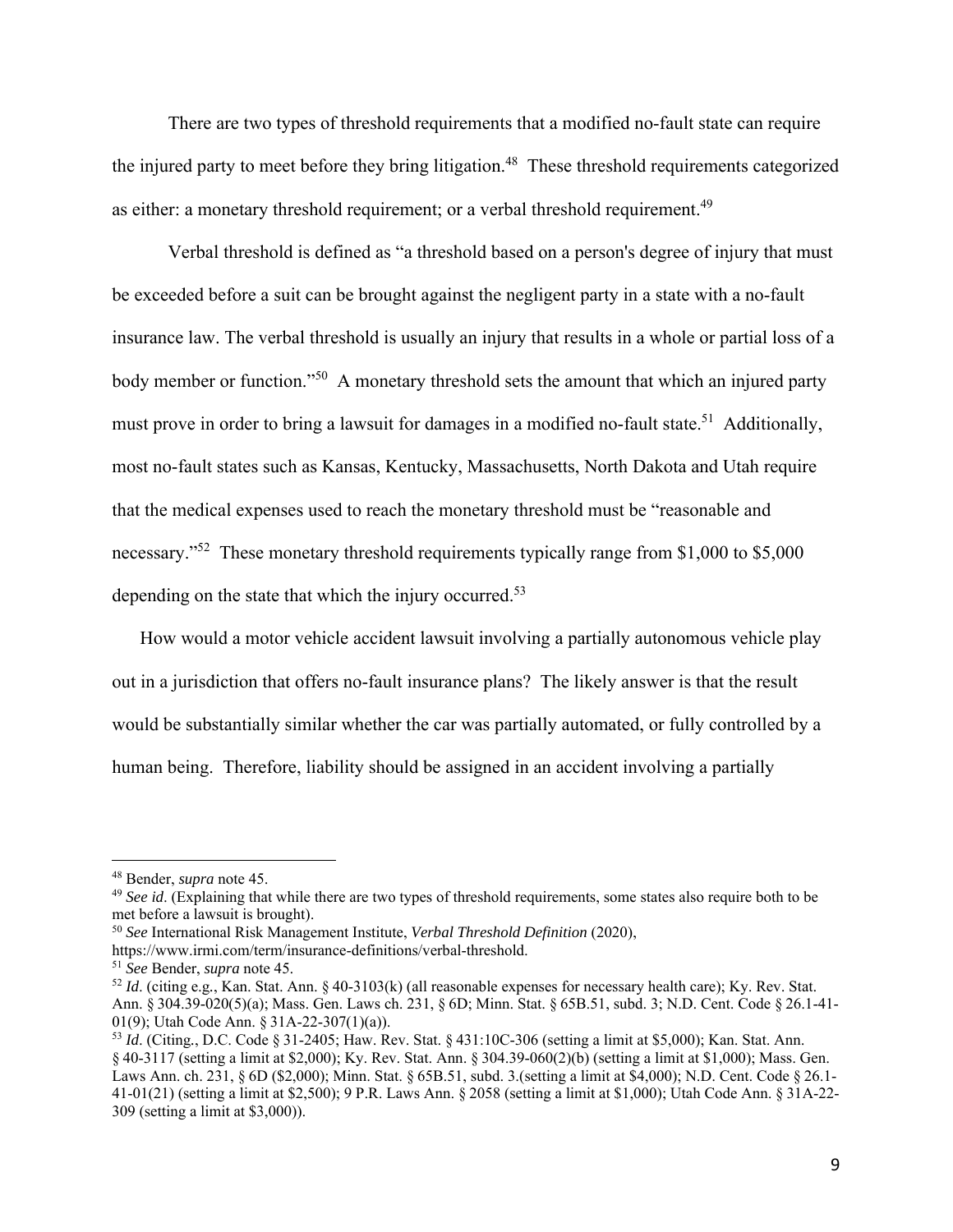There are two types of threshold requirements that a modified no-fault state can require the injured party to meet before they bring litigation.[48] These threshold requirements categorized as either: a monetary threshold requirement; or a verbal threshold requirement.[49]

Verbal threshold is defined as "a threshold based on a person's degree of injury that must be exceeded before a suit can be brought against the negligent party in a state with a no-fault insurance law. The verbal threshold is usually an injury that results in a whole or partial loss of a body member or function."[50] A monetary threshold sets the amount that which an injured party must prove in order to bring a lawsuit for damages in a modified no-fault state.[51] Additionally, most no-fault states such as Kansas, Kentucky, Massachusetts, North Dakota and Utah require that the medical expenses used to reach the monetary threshold must be "reasonable and necessary."[52] These monetary threshold requirements typically range from $1,000 to $5,000 depending on the state that which the injury occurred.[53]

How would a motor vehicle accident lawsuit involving a partially autonomous vehicle play out in a jurisdiction that offers no-fault insurance plans? The likely answer is that the result would be substantially similar whether the car was partially automated, or fully controlled by a human being. Therefore, liability should be assigned in an accident involving a partially

---

[48] Bender, *supra* note 45.

[49] *See id.* (Explaining that while there are two types of threshold requirements, some states also require both to be met before a lawsuit is brought).

[50] *See* International Risk Management Institute, *Verbal Threshold Definition* (2020), https://www.irmi.com/term/insurance-definitions/verbal-threshold.

[51] *See* Bender, *supra* note 45.

[52] *Id*. (citing e.g., Kan. Stat. Ann. § 40-3103(k) (all reasonable expenses for necessary health care); Ky. Rev. Stat. Ann. § 304.39-020(5)(a); Mass. Gen. Laws ch. 231, § 6D; Minn. Stat. § 65B.51, subd. 3; N.D. Cent. Code § 26.1-41-01(9); Utah Code Ann. § 31A-22-307(1)(a)).

[53] *Id*. (Citing., D.C. Code § 31-2405; Haw. Rev. Stat. § 431:10C-306 (setting a limit at $5,000); Kan. Stat. Ann. § 40-3117 (setting a limit at $2,000); Ky. Rev. Stat. Ann. § 304.39-060(2)(b) (setting a limit at $1,000); Mass. Gen. Laws Ann. ch. 231, § 6D ($2,000); Minn. Stat. § 65B.51, subd. 3.(setting a limit at $4,000); N.D. Cent. Code § 26.1-41-01(21) (setting a limit at $2,500); 9 P.R. Laws Ann. § 2058 (setting a limit at $1,000); Utah Code Ann. § 31A-22-309 (setting a limit at $3,000)).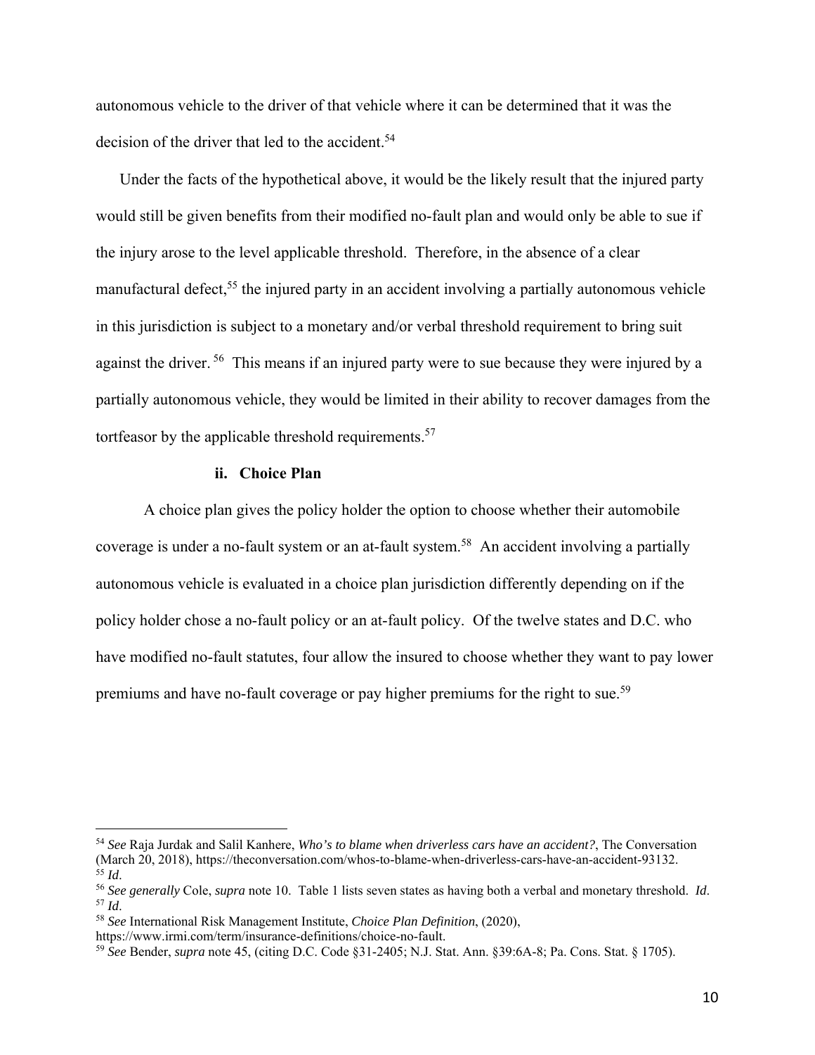autonomous vehicle to the driver of that vehicle where it can be determined that it was the decision of the driver that led to the accident.[54]

Under the facts of the hypothetical above, it would be the likely result that the injured party would still be given benefits from their modified no-fault plan and would only be able to sue if the injury arose to the level applicable threshold. Therefore, in the absence of a clear manufactural defect,[55] the injured party in an accident involving a partially autonomous vehicle in this jurisdiction is subject to a monetary and/or verbal threshold requirement to bring suit against the driver.[56] This means if an injured party were to sue because they were injured by a partially autonomous vehicle, they would be limited in their ability to recover damages from the tortfeasor by the applicable threshold requirements.[57]

### ii. Choice Plan

A choice plan gives the policy holder the option to choose whether their automobile coverage is under a no-fault system or an at-fault system.[58] An accident involving a partially autonomous vehicle is evaluated in a choice plan jurisdiction differently depending on if the policy holder chose a no-fault policy or an at-fault policy. Of the twelve states and D.C. who have modified no-fault statutes, four allow the insured to choose whether they want to pay lower premiums and have no-fault coverage or pay higher premiums for the right to sue.[59]

---

[54] *See* Raja Jurdak and Salil Kanhere, ***Who's to blame when driverless cars have an accident?***, The Conversation (March 20, 2018), https://theconversation.com/whos-to-blame-when-driverless-cars-have-an-accident-93132.

[55] *Id*.

[56] *See generally* Cole, *supra* note 10. Table 1 lists seven states as having both a verbal and monetary threshold. *Id*.

[57] *Id*.

[58] *See* International Risk Management Institute, *Choice Plan Definition*, (2020), https://www.irmi.com/term/insurance-definitions/choice-no-fault.

[59] *See* Bender, *supra* note 45, (citing D.C. Code §31-2405; N.J. Stat. Ann. §39:6A-8; Pa. Cons. Stat. § 1705).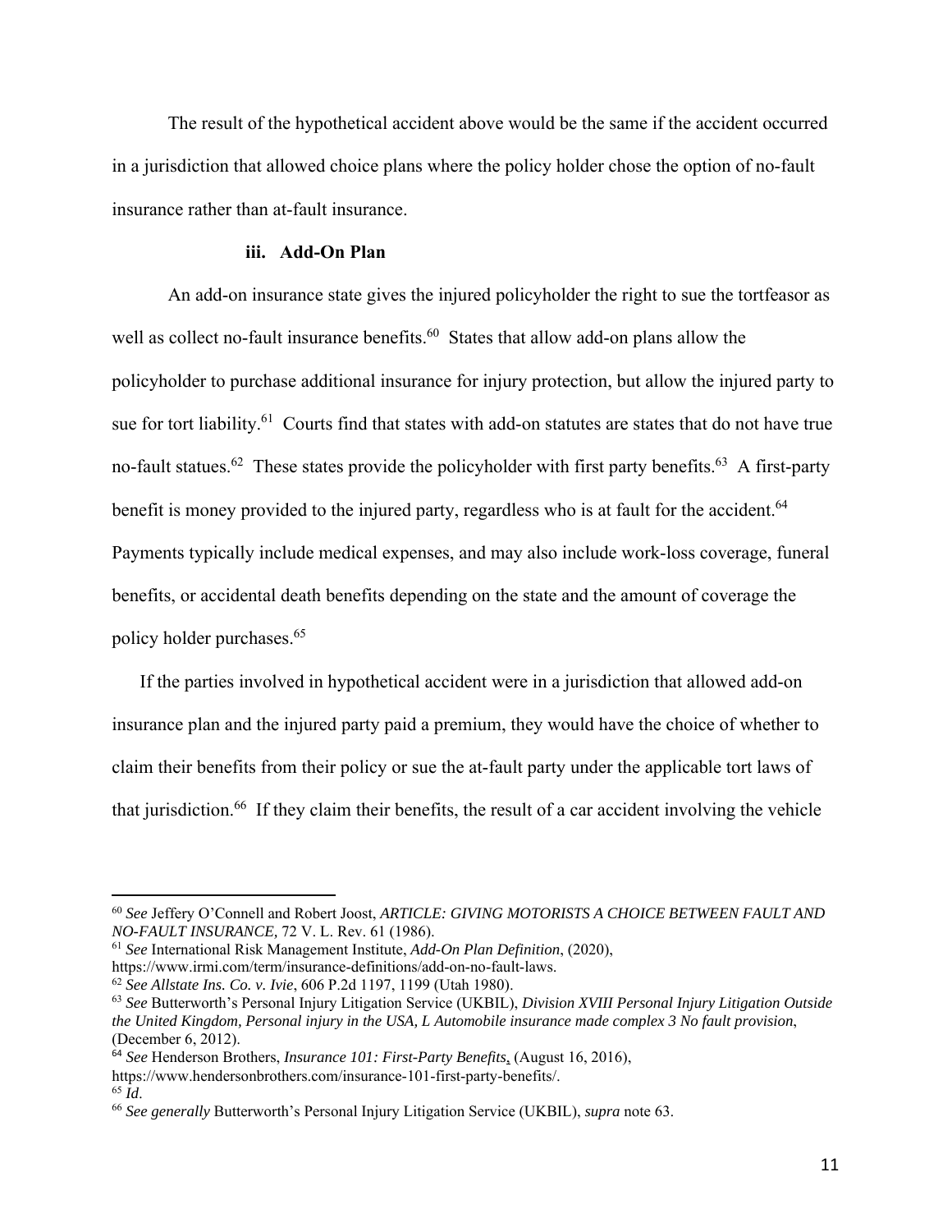The result of the hypothetical accident above would be the same if the accident occurred in a jurisdiction that allowed choice plans where the policy holder chose the option of no-fault insurance rather than at-fault insurance.

### iii. Add-On Plan

An add-on insurance state gives the injured policyholder the right to sue the tortfeasor as well as collect no-fault insurance benefits.[60] States that allow add-on plans allow the policyholder to purchase additional insurance for injury protection, but allow the injured party to sue for tort liability.[61] Courts find that states with add-on statutes are states that do not have true no-fault statues.[62] These states provide the policyholder with first party benefits.[63] A first-party benefit is money provided to the injured party, regardless who is at fault for the accident.[64] Payments typically include medical expenses, and may also include work-loss coverage, funeral benefits, or accidental death benefits depending on the state and the amount of coverage the policy holder purchases.[65]

If the parties involved in hypothetical accident were in a jurisdiction that allowed add-on insurance plan and the injured party paid a premium, they would have the choice of whether to claim their benefits from their policy or sue the at-fault party under the applicable tort laws of that jurisdiction.[66] If they claim their benefits, the result of a car accident involving the vehicle

---

[60] *See* Jeffery O'Connell and Robert Joost, *ARTICLE: GIVING MOTORISTS A CHOICE BETWEEN FAULT AND NO-FAULT INSURANCE,* 72 V. L. Rev. 61 (1986).

[61] *See* International Risk Management Institute, *Add-On Plan Definition*, (2020), https://www.irmi.com/term/insurance-definitions/add-on-no-fault-laws.

[62] *See Allstate Ins. Co. v. Ivie*, 606 P.2d 1197, 1199 (Utah 1980).

[63] *See* Butterworth's Personal Injury Litigation Service (UKBIL), *Division XVIII Personal Injury Litigation Outside the United Kingdom, Personal injury in the USA, L Automobile insurance made complex 3 No fault provision*, (December 6, 2012).

[64] *See* Henderson Brothers, *Insurance 101: First-Party Benefits*, (August 16, 2016), https://www.hendersonbrothers.com/insurance-101-first-party-benefits/.

[65] *Id*.

[66] *See generally* Butterworth's Personal Injury Litigation Service (UKBIL), *supra* note 63.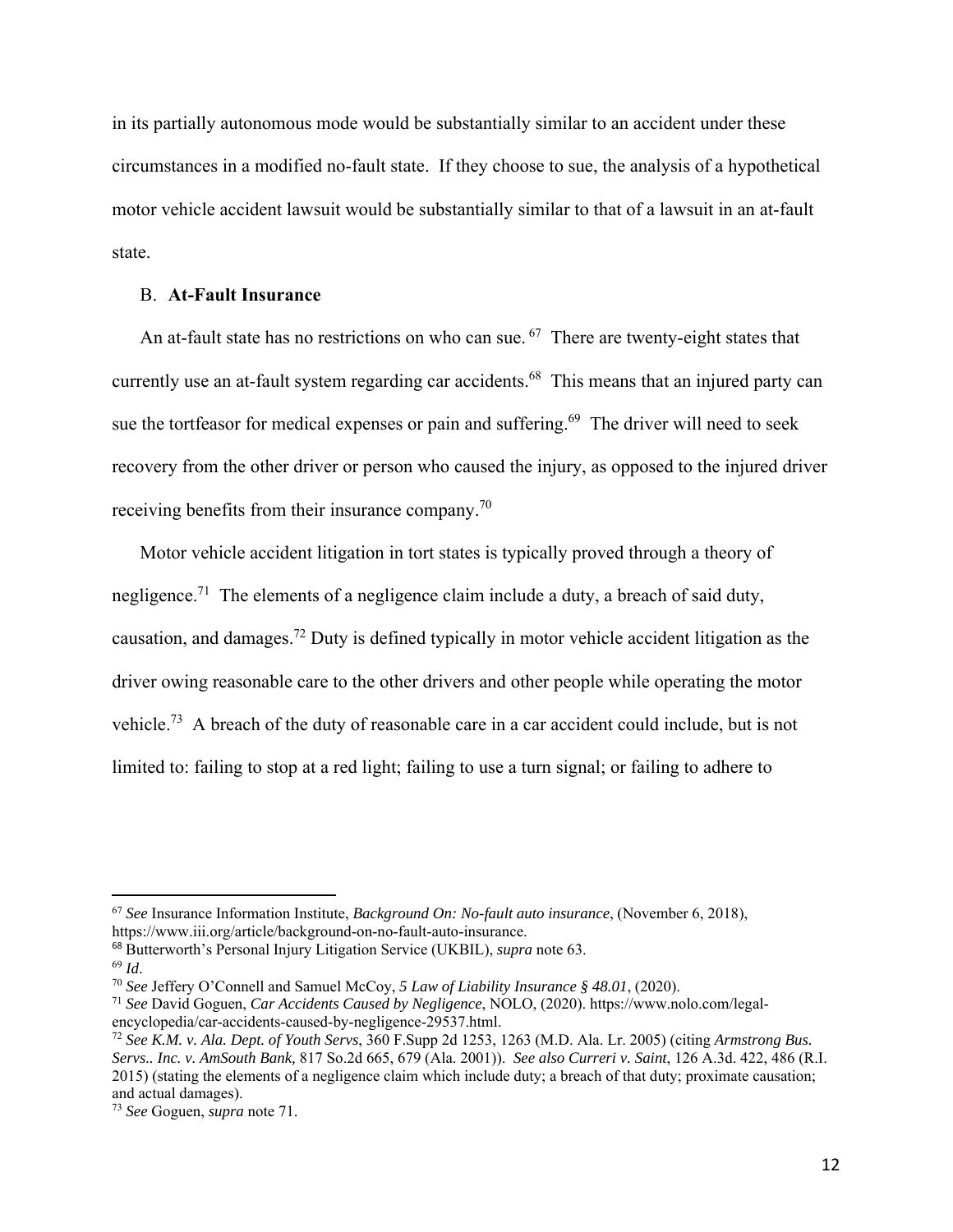in its partially autonomous mode would be substantially similar to an accident under these circumstances in a modified no-fault state. If they choose to sue, the analysis of a hypothetical motor vehicle accident lawsuit would be substantially similar to that of a lawsuit in an at-fault state.

### B. **At-Fault Insurance**

An at-fault state has no restrictions on who can sue.[67] There are twenty-eight states that currently use an at-fault system regarding car accidents.[68] This means that an injured party can sue the tortfeasor for medical expenses or pain and suffering.[69] The driver will need to seek recovery from the other driver or person who caused the injury, as opposed to the injured driver receiving benefits from their insurance company.[70]

Motor vehicle accident litigation in tort states is typically proved through a theory of negligence.[71] The elements of a negligence claim include a duty, a breach of said duty, causation, and damages.[72] Duty is defined typically in motor vehicle accident litigation as the driver owing reasonable care to the other drivers and other people while operating the motor vehicle.[73] A breach of the duty of reasonable care in a car accident could include, but is not limited to: failing to stop at a red light; failing to use a turn signal; or failing to adhere to

---

[67] *See* Insurance Information Institute, *Background On: No-fault auto insurance*, (November 6, 2018), https://www.iii.org/article/background-on-no-fault-auto-insurance.

[68] Butterworth's Personal Injury Litigation Service (UKBIL), *supra* note 63.

[69] *Id*.

[70] *See* Jeffery O'Connell and Samuel McCoy, *5 Law of Liability Insurance § 48.01*, (2020).

[71] *See* David Goguen, *Car Accidents Caused by Negligence*, NOLO, (2020). https://www.nolo.com/legal-encyclopedia/car-accidents-caused-by-negligence-29537.html.

[72] *See K.M. v. Ala. Dept. of Youth Servs*, 360 F.Supp 2d 1253, 1263 (M.D. Ala. Lr. 2005) (citing *Armstrong Bus. Servs.. Inc. v. AmSouth Bank,* 817 So.2d 665, 679 (Ala. 2001)). *See also Curreri v. Saint*, 126 A.3d. 422, 486 (R.I. 2015) (stating the elements of a negligence claim which include duty; a breach of that duty; proximate causation; and actual damages).

[73] *See* Goguen, *supra* note 71.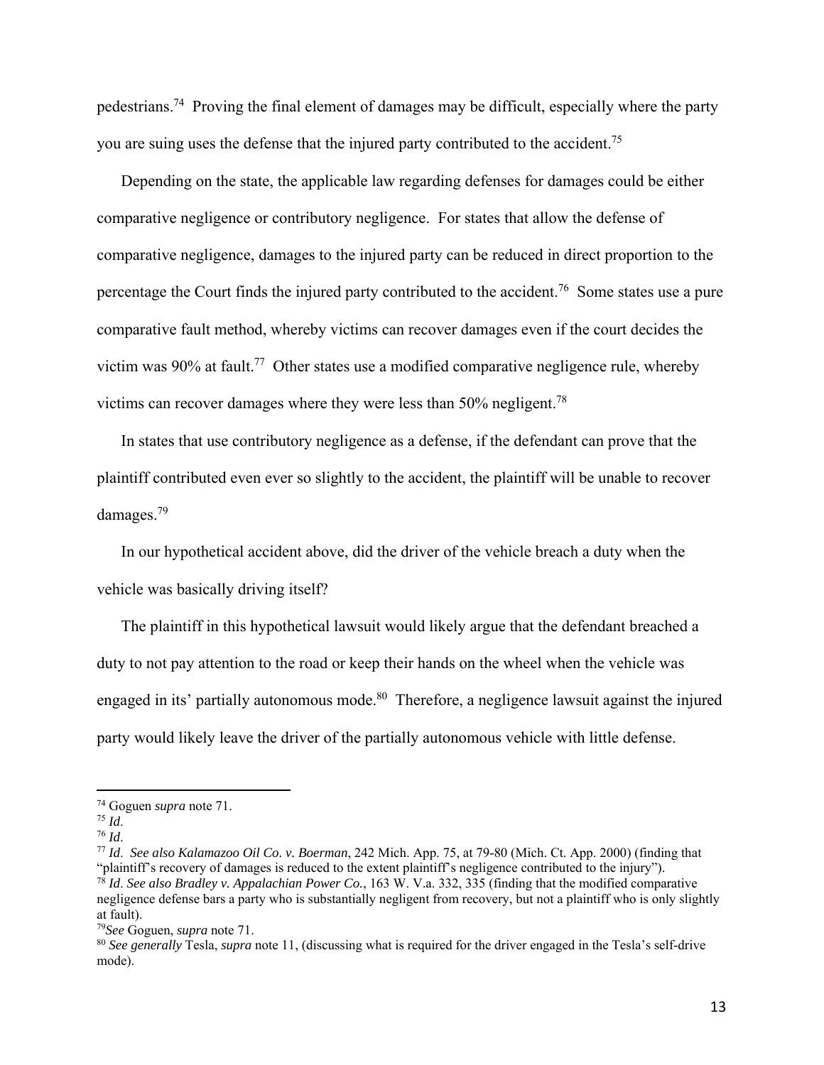pedestrians.[74] Proving the final element of damages may be difficult, especially where the party you are suing uses the defense that the injured party contributed to the accident.[75]

Depending on the state, the applicable law regarding defenses for damages could be either comparative negligence or contributory negligence. For states that allow the defense of comparative negligence, damages to the injured party can be reduced in direct proportion to the percentage the Court finds the injured party contributed to the accident.[76] Some states use a pure comparative fault method, whereby victims can recover damages even if the court decides the victim was 90% at fault.[77] Other states use a modified comparative negligence rule, whereby victims can recover damages where they were less than 50% negligent.[78]

In states that use contributory negligence as a defense, if the defendant can prove that the plaintiff contributed even ever so slightly to the accident, the plaintiff will be unable to recover damages.[79]

In our hypothetical accident above, did the driver of the vehicle breach a duty when the vehicle was basically driving itself?

The plaintiff in this hypothetical lawsuit would likely argue that the defendant breached a duty to not pay attention to the road or keep their hands on the wheel when the vehicle was engaged in its' partially autonomous mode.[80] Therefore, a negligence lawsuit against the injured party would likely leave the driver of the partially autonomous vehicle with little defense.

---

[74] Goguen *supra* note 71.

[75] *Id*.

[76] *Id*.

[77] *Id*. *See also Kalamazoo Oil Co. v. Boerman*, 242 Mich. App. 75, at 79-80 (Mich. Ct. App. 2000) (finding that "plaintiff's recovery of damages is reduced to the extent plaintiff's negligence contributed to the injury").

[78] *Id*. *See also Bradley v. Appalachian Power Co.*, 163 W. V.a. 332, 335 (finding that the modified comparative negligence defense bars a party who is substantially negligent from recovery, but not a plaintiff who is only slightly at fault).

[79] *See* Goguen, *supra* note 71.

[80] *See generally* Tesla, *supra* note 11, (discussing what is required for the driver engaged in the Tesla's self-drive mode).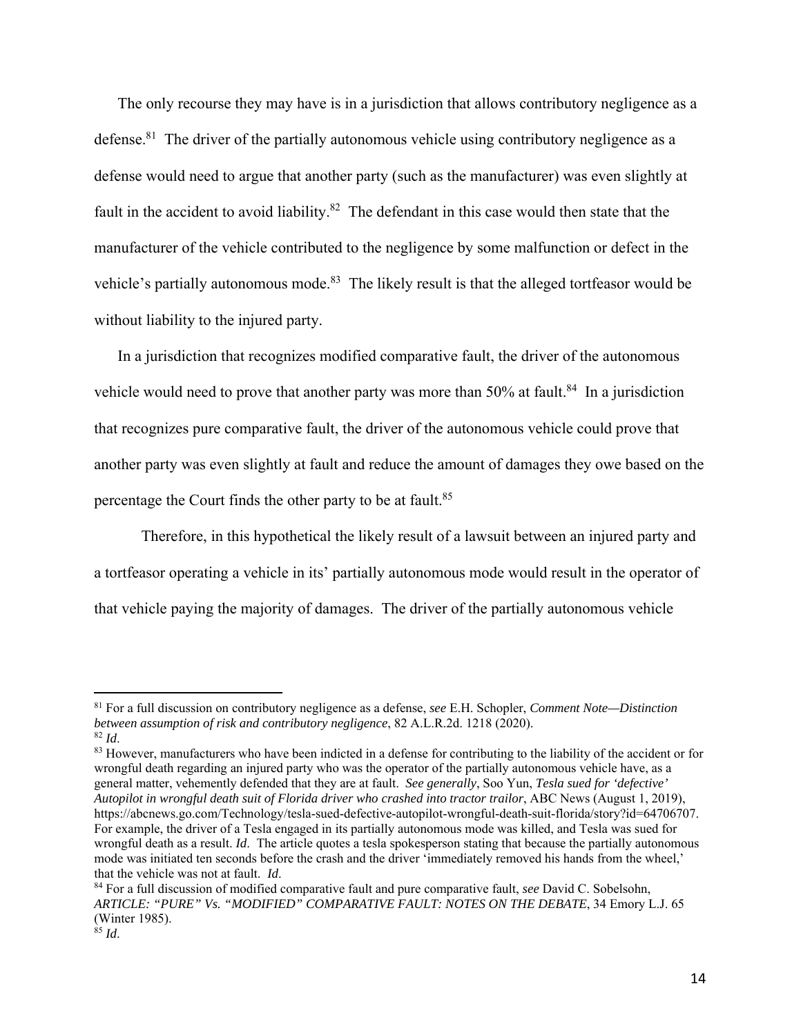The only recourse they may have is in a jurisdiction that allows contributory negligence as a defense.[81] The driver of the partially autonomous vehicle using contributory negligence as a defense would need to argue that another party (such as the manufacturer) was even slightly at fault in the accident to avoid liability.[82] The defendant in this case would then state that the manufacturer of the vehicle contributed to the negligence by some malfunction or defect in the vehicle's partially autonomous mode.[83] The likely result is that the alleged tortfeasor would be without liability to the injured party.

In a jurisdiction that recognizes modified comparative fault, the driver of the autonomous vehicle would need to prove that another party was more than 50% at fault.[84] In a jurisdiction that recognizes pure comparative fault, the driver of the autonomous vehicle could prove that another party was even slightly at fault and reduce the amount of damages they owe based on the percentage the Court finds the other party to be at fault.[85]

Therefore, in this hypothetical the likely result of a lawsuit between an injured party and a tortfeasor operating a vehicle in its' partially autonomous mode would result in the operator of that vehicle paying the majority of damages. The driver of the partially autonomous vehicle

---

[81] For a full discussion on contributory negligence as a defense, *see* E.H. Schopler, *Comment Note—Distinction between assumption of risk and contributory negligence*, 82 A.L.R.2d. 1218 (2020).

[82] *Id*.

[83] However, manufacturers who have been indicted in a defense for contributing to the liability of the accident or for wrongful death regarding an injured party who was the operator of the partially autonomous vehicle have, as a general matter, vehemently defended that they are at fault. *See generally*, Soo Yun, *Tesla sued for 'defective' Autopilot in wrongful death suit of Florida driver who crashed into tractor trailor*, ABC News (August 1, 2019), https://abcnews.go.com/Technology/tesla-sued-defective-autopilot-wrongful-death-suit-florida/story?id=64706707. For example, the driver of a Tesla engaged in its partially autonomous mode was killed, and Tesla was sued for wrongful death as a result. *Id*. The article quotes a tesla spokesperson stating that because the partially autonomous mode was initiated ten seconds before the crash and the driver 'immediately removed his hands from the wheel,' that the vehicle was not at fault. *Id*.

[84] For a full discussion of modified comparative fault and pure comparative fault, *see* David C. Sobelsohn, *ARTICLE: "PURE" Vs. "MODIFIED" COMPARATIVE FAULT: NOTES ON THE DEBATE*, 34 Emory L.J. 65 (Winter 1985).

[85] *Id*.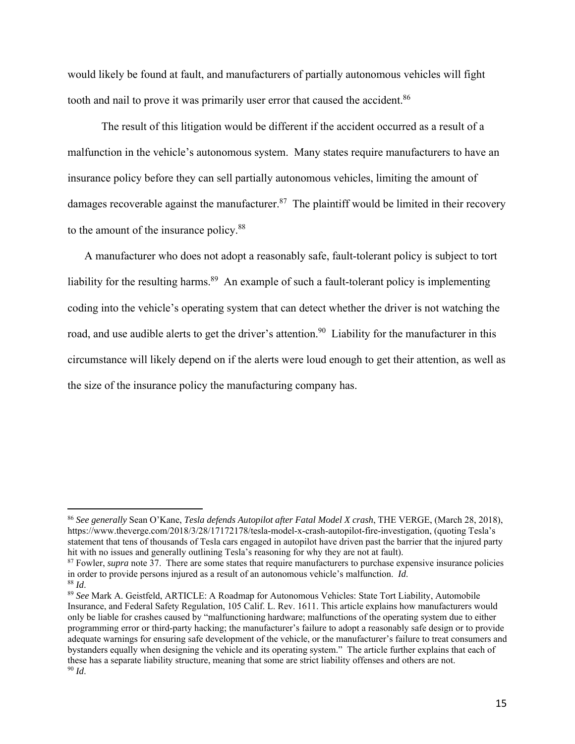would likely be found at fault, and manufacturers of partially autonomous vehicles will fight tooth and nail to prove it was primarily user error that caused the accident.[86]

The result of this litigation would be different if the accident occurred as a result of a malfunction in the vehicle's autonomous system. Many states require manufacturers to have an insurance policy before they can sell partially autonomous vehicles, limiting the amount of damages recoverable against the manufacturer.[87] The plaintiff would be limited in their recovery to the amount of the insurance policy.[88]

A manufacturer who does not adopt a reasonably safe, fault-tolerant policy is subject to tort liability for the resulting harms.[89] An example of such a fault-tolerant policy is implementing coding into the vehicle's operating system that can detect whether the driver is not watching the road, and use audible alerts to get the driver's attention.[90] Liability for the manufacturer in this circumstance will likely depend on if the alerts were loud enough to get their attention, as well as the size of the insurance policy the manufacturing company has.

---

[86] *See generally* Sean O'Kane, *Tesla defends Autopilot after Fatal Model X crash*, THE VERGE, (March 28, 2018), https://www.theverge.com/2018/3/28/17172178/tesla-model-x-crash-autopilot-fire-investigation, (quoting Tesla's statement that tens of thousands of Tesla cars engaged in autopilot have driven past the barrier that the injured party hit with no issues and generally outlining Tesla's reasoning for why they are not at fault).

[87] Fowler, *supra* note 37. There are some states that require manufacturers to purchase expensive insurance policies in order to provide persons injured as a result of an autonomous vehicle's malfunction. *Id*.

[88] *Id*.

[89] *See* Mark A. Geistfeld, ARTICLE: A Roadmap for Autonomous Vehicles: State Tort Liability, Automobile Insurance, and Federal Safety Regulation, 105 Calif. L. Rev. 1611. This article explains how manufacturers would only be liable for crashes caused by "malfunctioning hardware; malfunctions of the operating system due to either programming error or third-party hacking; the manufacturer's failure to adopt a reasonably safe design or to provide adequate warnings for ensuring safe development of the vehicle, or the manufacturer's failure to treat consumers and bystanders equally when designing the vehicle and its operating system." The article further explains that each of these has a separate liability structure, meaning that some are strict liability offenses and others are not.

[90] *Id*.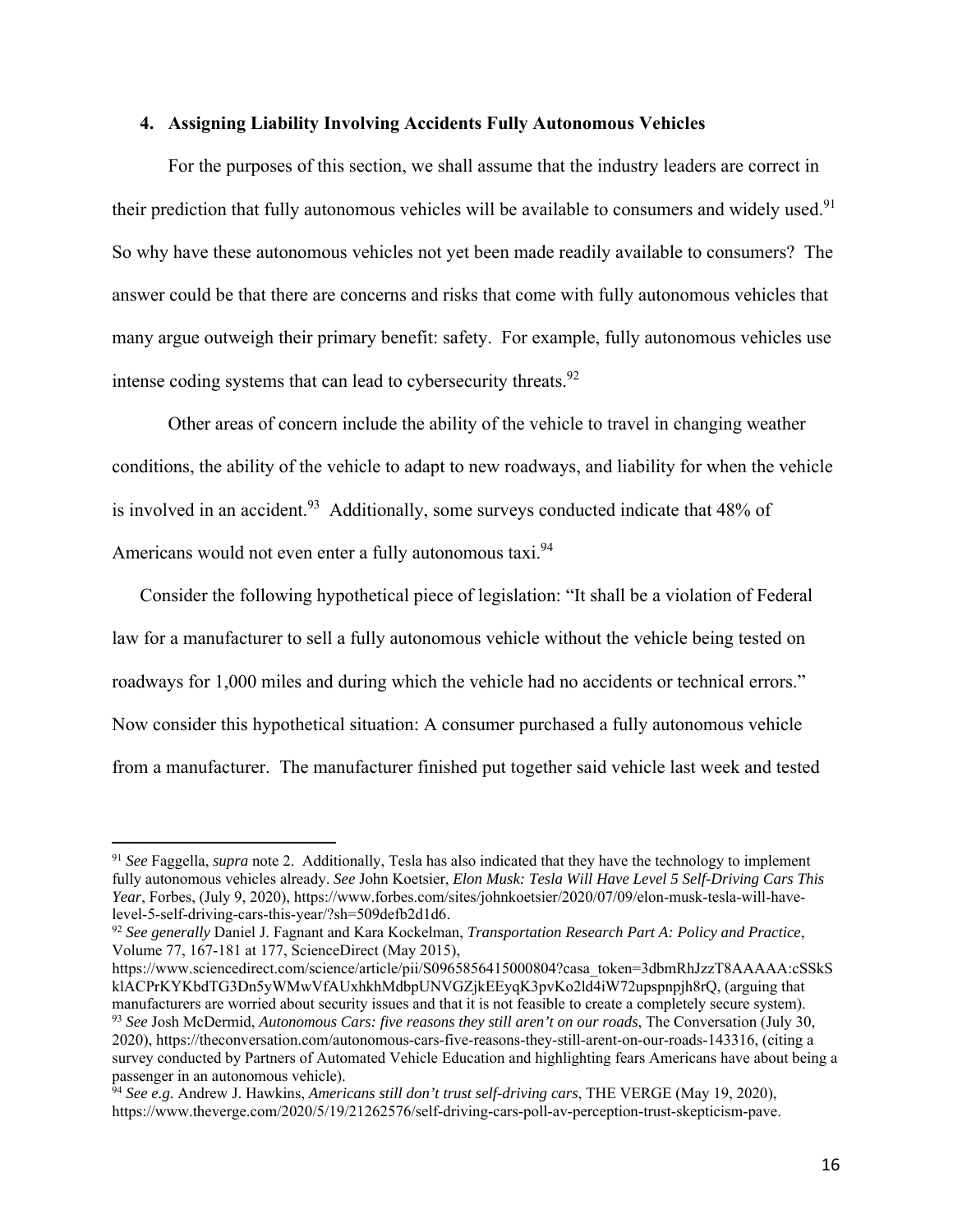### 4. Assigning Liability Involving Accidents Fully Autonomous Vehicles

For the purposes of this section, we shall assume that the industry leaders are correct in their prediction that fully autonomous vehicles will be available to consumers and widely used.[91] So why have these autonomous vehicles not yet been made readily available to consumers? The answer could be that there are concerns and risks that come with fully autonomous vehicles that many argue outweigh their primary benefit: safety. For example, fully autonomous vehicles use intense coding systems that can lead to cybersecurity threats.[92]

Other areas of concern include the ability of the vehicle to travel in changing weather conditions, the ability of the vehicle to adapt to new roadways, and liability for when the vehicle is involved in an accident.[93] Additionally, some surveys conducted indicate that 48% of Americans would not even enter a fully autonomous taxi.[94]

Consider the following hypothetical piece of legislation: "It shall be a violation of Federal law for a manufacturer to sell a fully autonomous vehicle without the vehicle being tested on roadways for 1,000 miles and during which the vehicle had no accidents or technical errors." Now consider this hypothetical situation: A consumer purchased a fully autonomous vehicle from a manufacturer. The manufacturer finished put together said vehicle last week and tested

---

[91] *See* Faggella, *supra* note 2. Additionally, Tesla has also indicated that they have the technology to implement fully autonomous vehicles already. *See* John Koetsier, *Elon Musk: Tesla Will Have Level 5 Self-Driving Cars This Year*, Forbes, (July 9, 2020), https://www.forbes.com/sites/johnkoetsier/2020/07/09/elon-musk-tesla-will-have-level-5-self-driving-cars-this-year/?sh=509defb2d1d6.

[92] *See generally* Daniel J. Fagnant and Kara Kockelman, *Transportation Research Part A: Policy and Practice*, Volume 77, 167-181 at 177, ScienceDirect (May 2015), https://www.sciencedirect.com/science/article/pii/S0965856415000804?casa_token=3dbmRhJzzT8AAAAA:cSSkSklACPrKYKbdTG3Dn5yWMwVfAUxhkhMdbpUNVGZjkEEyqK3pvKo2ld4iW72upspnpjh8rQ, (arguing that manufacturers are worried about security issues and that it is not feasible to create a completely secure system).

[93] *See* Josh McDermid, *Autonomous Cars: five reasons they still aren't on our roads*, The Conversation (July 30, 2020), https://theconversation.com/autonomous-cars-five-reasons-they-still-arent-on-our-roads-143316, (citing a survey conducted by Partners of Automated Vehicle Education and highlighting fears Americans have about being a passenger in an autonomous vehicle).

[94] *See e.g.* Andrew J. Hawkins, *Americans still don't trust self-driving cars*, THE VERGE (May 19, 2020), https://www.theverge.com/2020/5/19/21262576/self-driving-cars-poll-av-perception-trust-skepticism-pave.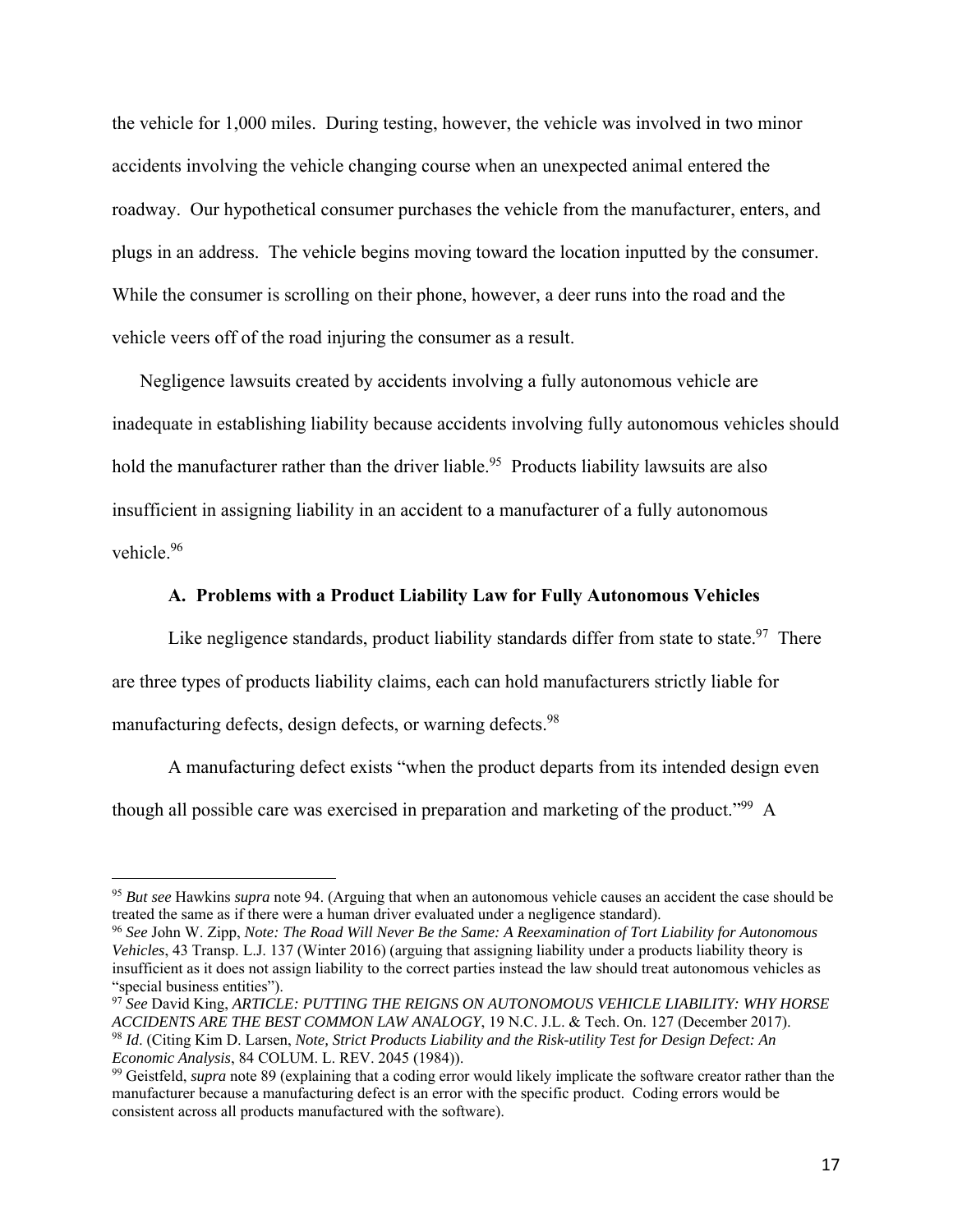the vehicle for 1,000 miles. During testing, however, the vehicle was involved in two minor accidents involving the vehicle changing course when an unexpected animal entered the roadway. Our hypothetical consumer purchases the vehicle from the manufacturer, enters, and plugs in an address. The vehicle begins moving toward the location inputted by the consumer. While the consumer is scrolling on their phone, however, a deer runs into the road and the vehicle veers off of the road injuring the consumer as a result.

Negligence lawsuits created by accidents involving a fully autonomous vehicle are inadequate in establishing liability because accidents involving fully autonomous vehicles should hold the manufacturer rather than the driver liable.[95] Products liability lawsuits are also insufficient in assigning liability in an accident to a manufacturer of a fully autonomous vehicle.[96]

### A. Problems with a Product Liability Law for Fully Autonomous Vehicles

Like negligence standards, product liability standards differ from state to state.[97] There are three types of products liability claims, each can hold manufacturers strictly liable for manufacturing defects, design defects, or warning defects.[98]

A manufacturing defect exists "when the product departs from its intended design even though all possible care was exercised in preparation and marketing of the product."[99] A

---

[95] *But see* Hawkins *supra* note 94. (Arguing that when an autonomous vehicle causes an accident the case should be treated the same as if there were a human driver evaluated under a negligence standard).

[96] *See* John W. Zipp, *Note: The Road Will Never Be the Same: A Reexamination of Tort Liability for Autonomous Vehicles*, 43 Transp. L.J. 137 (Winter 2016) (arguing that assigning liability under a products liability theory is insufficient as it does not assign liability to the correct parties instead the law should treat autonomous vehicles as "special business entities").

[97] *See* David King, *ARTICLE: PUTTING THE REIGNS ON AUTONOMOUS VEHICLE LIABILITY: WHY HORSE ACCIDENTS ARE THE BEST COMMON LAW ANALOGY*, 19 N.C. J.L. & Tech. On. 127 (December 2017).

[98] *Id*. (Citing Kim D. Larsen, *Note, Strict Products Liability and the Risk-utility Test for Design Defect: An Economic Analysis*, 84 COLUM. L. REV. 2045 (1984)).

[99] Geistfeld, *supra* note 89 (explaining that a coding error would likely implicate the software creator rather than the manufacturer because a manufacturing defect is an error with the specific product. Coding errors would be consistent across all products manufactured with the software).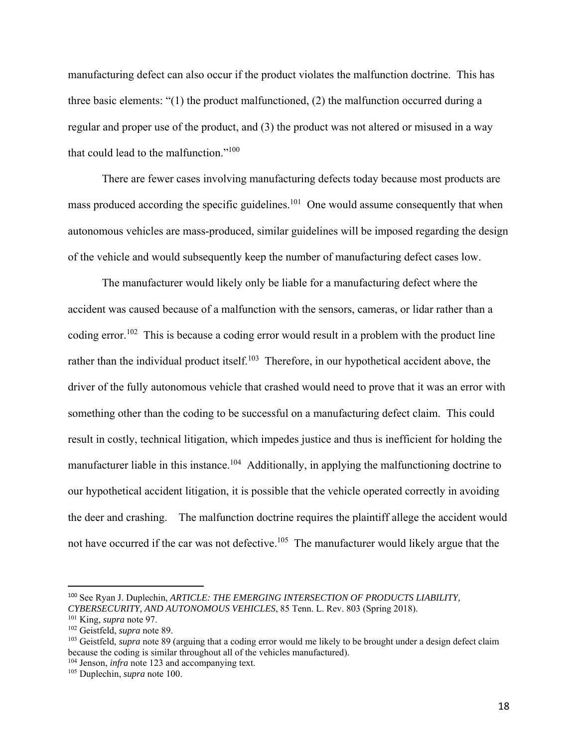manufacturing defect can also occur if the product violates the malfunction doctrine. This has three basic elements: "(1) the product malfunctioned, (2) the malfunction occurred during a regular and proper use of the product, and (3) the product was not altered or misused in a way that could lead to the malfunction."[100]

There are fewer cases involving manufacturing defects today because most products are mass produced according the specific guidelines.[101] One would assume consequently that when autonomous vehicles are mass-produced, similar guidelines will be imposed regarding the design of the vehicle and would subsequently keep the number of manufacturing defect cases low.

The manufacturer would likely only be liable for a manufacturing defect where the accident was caused because of a malfunction with the sensors, cameras, or lidar rather than a coding error.[102] This is because a coding error would result in a problem with the product line rather than the individual product itself.[103] Therefore, in our hypothetical accident above, the driver of the fully autonomous vehicle that crashed would need to prove that it was an error with something other than the coding to be successful on a manufacturing defect claim. This could result in costly, technical litigation, which impedes justice and thus is inefficient for holding the manufacturer liable in this instance.[104] Additionally, in applying the malfunctioning doctrine to our hypothetical accident litigation, it is possible that the vehicle operated correctly in avoiding the deer and crashing. The malfunction doctrine requires the plaintiff allege the accident would not have occurred if the car was not defective.[105] The manufacturer would likely argue that the

---

[100] See Ryan J. Duplechin, *ARTICLE: THE EMERGING INTERSECTION OF PRODUCTS LIABILITY, CYBERSECURITY, AND AUTONOMOUS VEHICLES*, 85 Tenn. L. Rev. 803 (Spring 2018).

[101] King, *supra* note 97.

[102] Geistfeld, *supra* note 89.

[103] Geistfeld, *supra* note 89 (arguing that a coding error would me likely to be brought under a design defect claim because the coding is similar throughout all of the vehicles manufactured).

[104] Jenson, *infra* note 123 and accompanying text.

[105] Duplechin, *supra* note 100.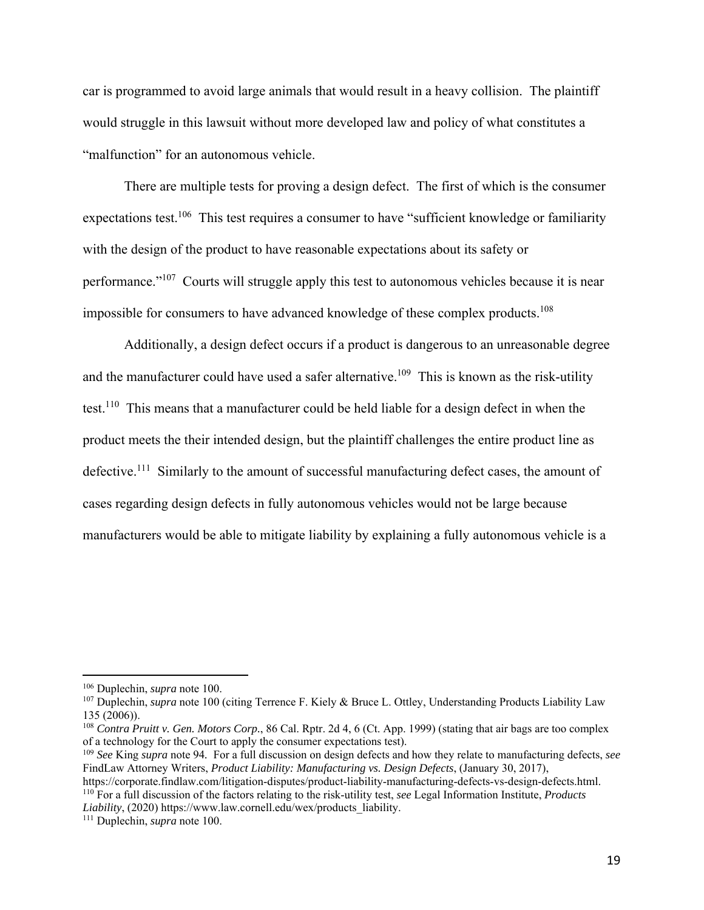car is programmed to avoid large animals that would result in a heavy collision. The plaintiff would struggle in this lawsuit without more developed law and policy of what constitutes a "malfunction" for an autonomous vehicle.

There are multiple tests for proving a design defect. The first of which is the consumer expectations test.[106] This test requires a consumer to have "sufficient knowledge or familiarity with the design of the product to have reasonable expectations about its safety or performance."[107] Courts will struggle apply this test to autonomous vehicles because it is near impossible for consumers to have advanced knowledge of these complex products.[108]

Additionally, a design defect occurs if a product is dangerous to an unreasonable degree and the manufacturer could have used a safer alternative.[109] This is known as the risk-utility test.[110] This means that a manufacturer could be held liable for a design defect in when the product meets the their intended design, but the plaintiff challenges the entire product line as defective.[111] Similarly to the amount of successful manufacturing defect cases, the amount of cases regarding design defects in fully autonomous vehicles would not be large because manufacturers would be able to mitigate liability by explaining a fully autonomous vehicle is a

---

[106] Duplechin, *supra* note 100.

[107] Duplechin, *supra* note 100 (citing Terrence F. Kiely & Bruce L. Ottley, Understanding Products Liability Law 135 (2006)).

[108] *Contra Pruitt v. Gen. Motors Corp.*, 86 Cal. Rptr. 2d 4, 6 (Ct. App. 1999) (stating that air bags are too complex of a technology for the Court to apply the consumer expectations test).

[109] *See* King *supra* note 94. For a full discussion on design defects and how they relate to manufacturing defects, *see* FindLaw Attorney Writers, *Product Liability: Manufacturing vs. Design Defects*, (January 30, 2017), https://corporate.findlaw.com/litigation-disputes/product-liability-manufacturing-defects-vs-design-defects.html.

[110] For a full discussion of the factors relating to the risk-utility test, *see* Legal Information Institute, *Products Liability*, (2020) https://www.law.cornell.edu/wex/products_liability.

[111] Duplechin, *supra* note 100.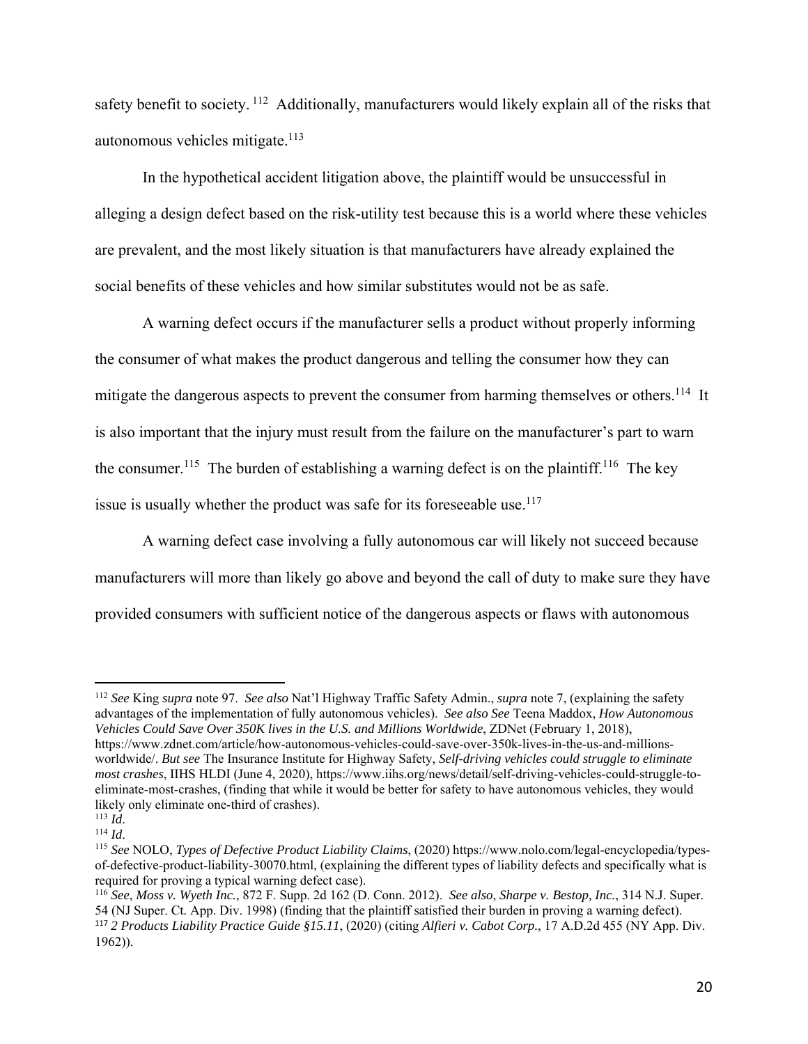safety benefit to society.[112] Additionally, manufacturers would likely explain all of the risks that autonomous vehicles mitigate.[113]

In the hypothetical accident litigation above, the plaintiff would be unsuccessful in alleging a design defect based on the risk-utility test because this is a world where these vehicles are prevalent, and the most likely situation is that manufacturers have already explained the social benefits of these vehicles and how similar substitutes would not be as safe.

A warning defect occurs if the manufacturer sells a product without properly informing the consumer of what makes the product dangerous and telling the consumer how they can mitigate the dangerous aspects to prevent the consumer from harming themselves or others.[114] It is also important that the injury must result from the failure on the manufacturer's part to warn the consumer.[115] The burden of establishing a warning defect is on the plaintiff.[116] The key issue is usually whether the product was safe for its foreseeable use.[117]

A warning defect case involving a fully autonomous car will likely not succeed because manufacturers will more than likely go above and beyond the call of duty to make sure they have provided consumers with sufficient notice of the dangerous aspects or flaws with autonomous

---

[112] *See* King *supra* note 97. *See also* Nat'l Highway Traffic Safety Admin., *supra* note 7, (explaining the safety advantages of the implementation of fully autonomous vehicles). *See also See* Teena Maddox, *How Autonomous Vehicles Could Save Over 350K lives in the U.S. and Millions Worldwide*, ZDNet (February 1, 2018), https://www.zdnet.com/article/how-autonomous-vehicles-could-save-over-350k-lives-in-the-us-and-millions-worldwide/. *But see* The Insurance Institute for Highway Safety, *Self-driving vehicles could struggle to eliminate most crashes*, IIHS HLDI (June 4, 2020), https://www.iihs.org/news/detail/self-driving-vehicles-could-struggle-to-eliminate-most-crashes, (finding that while it would be better for safety to have autonomous vehicles, they would likely only eliminate one-third of crashes).

[113] *Id*.

[114] *Id*.

[115] *See* NOLO, *Types of Defective Product Liability Claims*, (2020) https://www.nolo.com/legal-encyclopedia/types-of-defective-product-liability-30070.html, (explaining the different types of liability defects and specifically what is required for proving a typical warning defect case).

[116] *See*, *Moss v. Wyeth Inc.*, 872 F. Supp. 2d 162 (D. Conn. 2012). *See also*, *Sharpe v. Bestop, Inc.*, 314 N.J. Super. 54 (NJ Super. Ct. App. Div. 1998) (finding that the plaintiff satisfied their burden in proving a warning defect).

[117] *2 Products Liability Practice Guide §15.11*, (2020) (citing *Alfieri v. Cabot Corp.*, 17 A.D.2d 455 (NY App. Div. 1962)).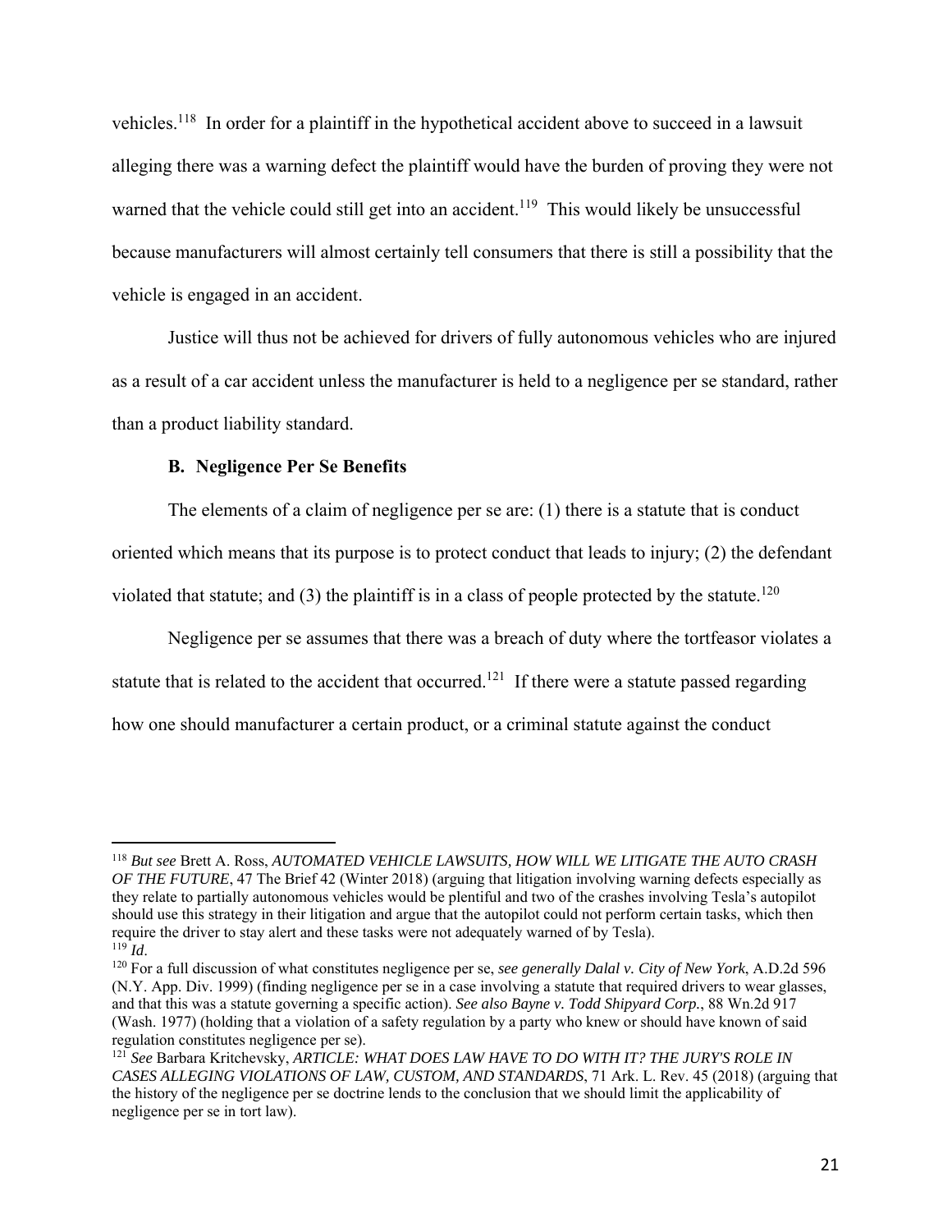vehicles.[118] In order for a plaintiff in the hypothetical accident above to succeed in a lawsuit alleging there was a warning defect the plaintiff would have the burden of proving they were not warned that the vehicle could still get into an accident.[119] This would likely be unsuccessful because manufacturers will almost certainly tell consumers that there is still a possibility that the vehicle is engaged in an accident.

Justice will thus not be achieved for drivers of fully autonomous vehicles who are injured as a result of a car accident unless the manufacturer is held to a negligence per se standard, rather than a product liability standard.

### B. Negligence Per Se Benefits

The elements of a claim of negligence per se are: (1) there is a statute that is conduct oriented which means that its purpose is to protect conduct that leads to injury; (2) the defendant violated that statute; and (3) the plaintiff is in a class of people protected by the statute.[120]

Negligence per se assumes that there was a breach of duty where the tortfeasor violates a statute that is related to the accident that occurred.[121] If there were a statute passed regarding how one should manufacturer a certain product, or a criminal statute against the conduct

---

[118] *But see* Brett A. Ross, *AUTOMATED VEHICLE LAWSUITS, HOW WILL WE LITIGATE THE AUTO CRASH OF THE FUTURE*, 47 The Brief 42 (Winter 2018) (arguing that litigation involving warning defects especially as they relate to partially autonomous vehicles would be plentiful and two of the crashes involving Tesla's autopilot should use this strategy in their litigation and argue that the autopilot could not perform certain tasks, which then require the driver to stay alert and these tasks were not adequately warned of by Tesla).

[119] *Id*.

[120] For a full discussion of what constitutes negligence per se, *see generally Dalal v. City of New York*, A.D.2d 596 (N.Y. App. Div. 1999) (finding negligence per se in a case involving a statute that required drivers to wear glasses, and that this was a statute governing a specific action). *See also Bayne v. Todd Shipyard Corp.*, 88 Wn.2d 917 (Wash. 1977) (holding that a violation of a safety regulation by a party who knew or should have known of said regulation constitutes negligence per se).

[121] *See* Barbara Kritchevsky, *ARTICLE: WHAT DOES LAW HAVE TO DO WITH IT? THE JURY'S ROLE IN CASES ALLEGING VIOLATIONS OF LAW, CUSTOM, AND STANDARDS*, 71 Ark. L. Rev. 45 (2018) (arguing that the history of the negligence per se doctrine lends to the conclusion that we should limit the applicability of negligence per se in tort law).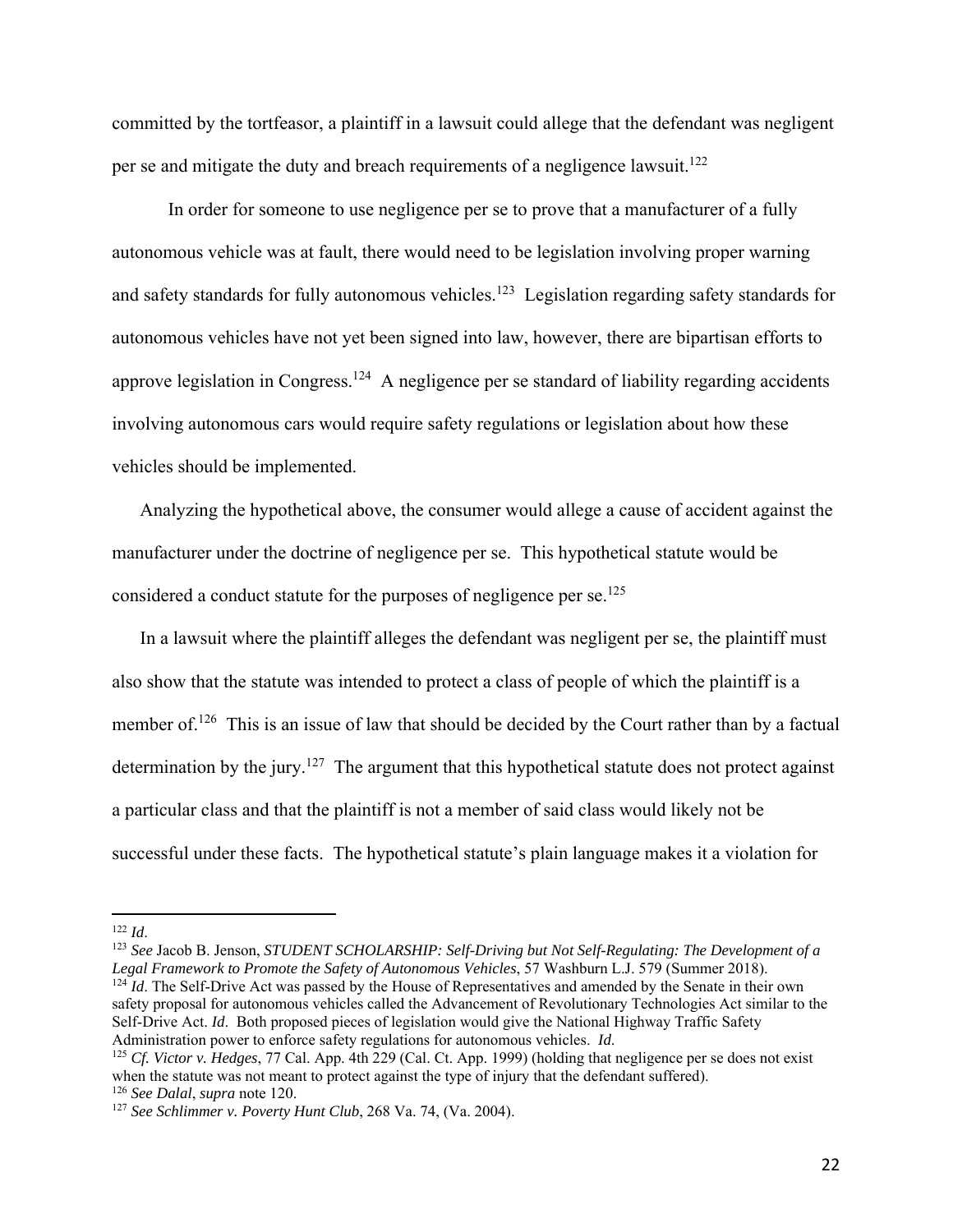committed by the tortfeasor, a plaintiff in a lawsuit could allege that the defendant was negligent per se and mitigate the duty and breach requirements of a negligence lawsuit.[122]

In order for someone to use negligence per se to prove that a manufacturer of a fully autonomous vehicle was at fault, there would need to be legislation involving proper warning and safety standards for fully autonomous vehicles.[123] Legislation regarding safety standards for autonomous vehicles have not yet been signed into law, however, there are bipartisan efforts to approve legislation in Congress.[124] A negligence per se standard of liability regarding accidents involving autonomous cars would require safety regulations or legislation about how these vehicles should be implemented.

Analyzing the hypothetical above, the consumer would allege a cause of accident against the manufacturer under the doctrine of negligence per se. This hypothetical statute would be considered a conduct statute for the purposes of negligence per se.[125]

In a lawsuit where the plaintiff alleges the defendant was negligent per se, the plaintiff must also show that the statute was intended to protect a class of people of which the plaintiff is a member of.[126] This is an issue of law that should be decided by the Court rather than by a factual determination by the jury.[127] The argument that this hypothetical statute does not protect against a particular class and that the plaintiff is not a member of said class would likely not be successful under these facts. The hypothetical statute's plain language makes it a violation for

---

[122] *Id*.

[123] *See* Jacob B. Jenson, *STUDENT SCHOLARSHIP: Self-Driving but Not Self-Regulating: The Development of a Legal Framework to Promote the Safety of Autonomous Vehicles*, 57 Washburn L.J. 579 (Summer 2018).

[124] *Id*. The Self-Drive Act was passed by the House of Representatives and amended by the Senate in their own safety proposal for autonomous vehicles called the Advancement of Revolutionary Technologies Act similar to the Self-Drive Act. *Id*. Both proposed pieces of legislation would give the National Highway Traffic Safety Administration power to enforce safety regulations for autonomous vehicles. *Id.*

[125] *Cf. Victor v. Hedges*, 77 Cal. App. 4th 229 (Cal. Ct. App. 1999) (holding that negligence per se does not exist when the statute was not meant to protect against the type of injury that the defendant suffered).

[126] *See Dalal*, *supra* note 120.

[127] *See Schlimmer v. Poverty Hunt Club*, 268 Va. 74, (Va. 2004).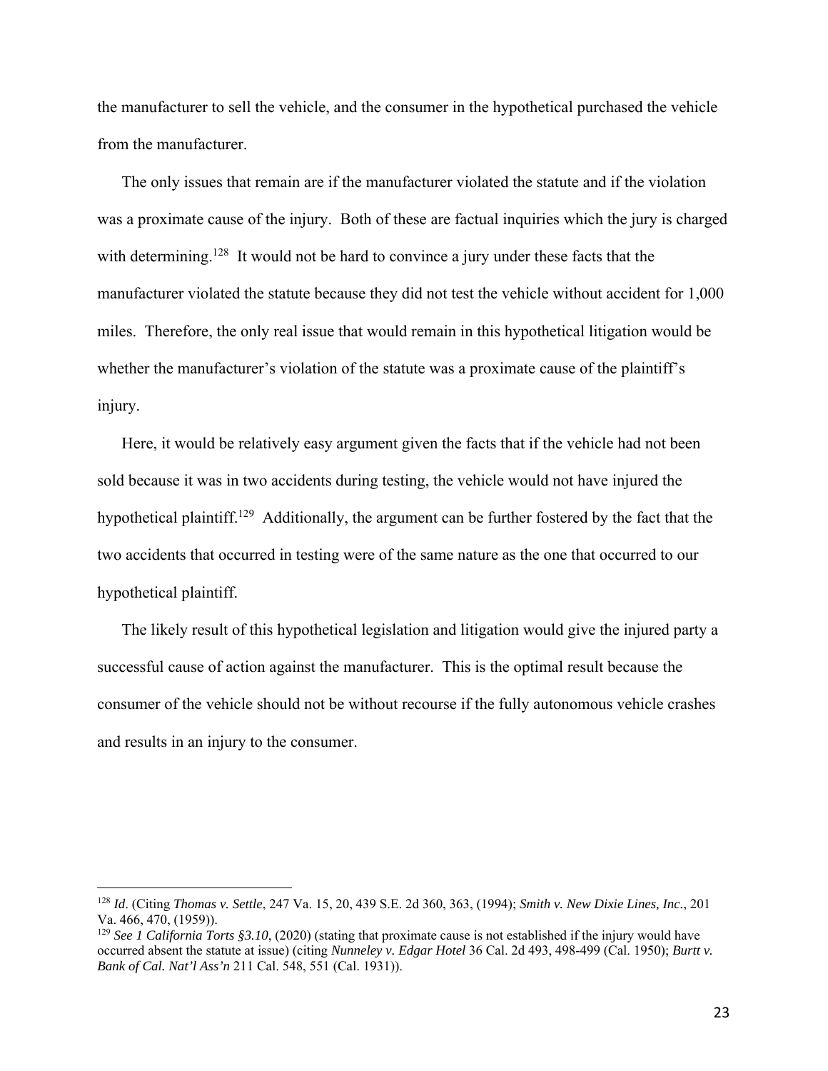the manufacturer to sell the vehicle, and the consumer in the hypothetical purchased the vehicle from the manufacturer.

The only issues that remain are if the manufacturer violated the statute and if the violation was a proximate cause of the injury. Both of these are factual inquiries which the jury is charged with determining.[128] It would not be hard to convince a jury under these facts that the manufacturer violated the statute because they did not test the vehicle without accident for 1,000 miles. Therefore, the only real issue that would remain in this hypothetical litigation would be whether the manufacturer's violation of the statute was a proximate cause of the plaintiff's injury.

Here, it would be relatively easy argument given the facts that if the vehicle had not been sold because it was in two accidents during testing, the vehicle would not have injured the hypothetical plaintiff.[129] Additionally, the argument can be further fostered by the fact that the two accidents that occurred in testing were of the same nature as the one that occurred to our hypothetical plaintiff.

The likely result of this hypothetical legislation and litigation would give the injured party a successful cause of action against the manufacturer. This is the optimal result because the consumer of the vehicle should not be without recourse if the fully autonomous vehicle crashes and results in an injury to the consumer.

---

[128] *Id*. (Citing *Thomas v. Settle*, 247 Va. 15, 20, 439 S.E. 2d 360, 363, (1994); *Smith v. New Dixie Lines, Inc.*, 201 Va. 466, 470, (1959)).

[129] *See 1 California Torts §3.10*, (2020) (stating that proximate cause is not established if the injury would have occurred absent the statute at issue) (citing *Nunneley v. Edgar Hotel* 36 Cal. 2d 493, 498-499 (Cal. 1950); *Burtt v. Bank of Cal. Nat'l Ass'n* 211 Cal. 548, 551 (Cal. 1931)).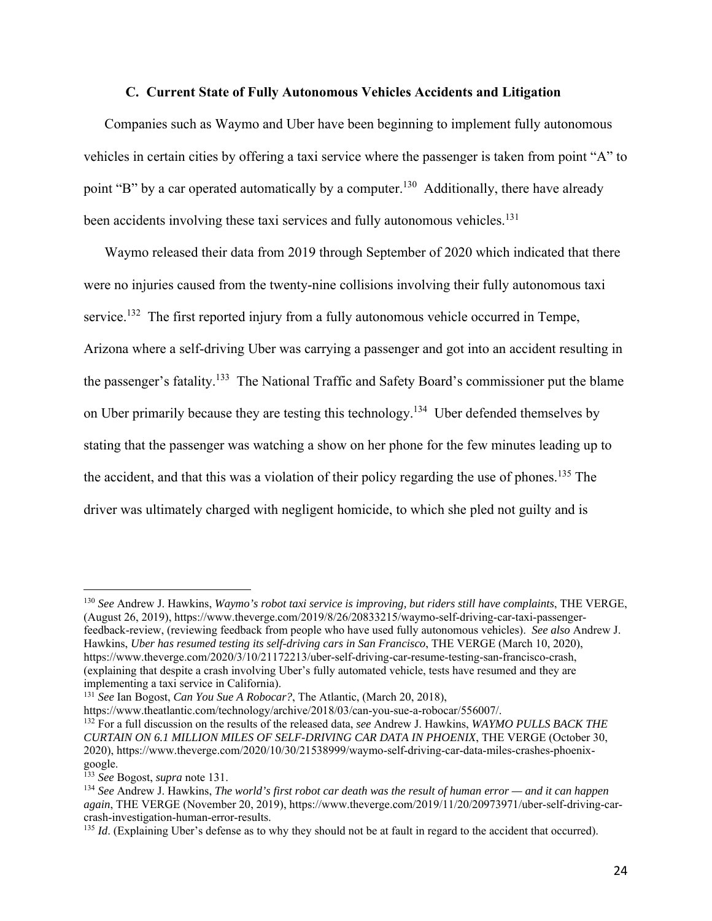### C. Current State of Fully Autonomous Vehicles Accidents and Litigation

Companies such as Waymo and Uber have been beginning to implement fully autonomous vehicles in certain cities by offering a taxi service where the passenger is taken from point "A" to point "B" by a car operated automatically by a computer.[130] Additionally, there have already been accidents involving these taxi services and fully autonomous vehicles.[131]

Waymo released their data from 2019 through September of 2020 which indicated that there were no injuries caused from the twenty-nine collisions involving their fully autonomous taxi service.[132] The first reported injury from a fully autonomous vehicle occurred in Tempe, Arizona where a self-driving Uber was carrying a passenger and got into an accident resulting in the passenger's fatality.[133] The National Traffic and Safety Board's commissioner put the blame on Uber primarily because they are testing this technology.[134] Uber defended themselves by stating that the passenger was watching a show on her phone for the few minutes leading up to the accident, and that this was a violation of their policy regarding the use of phones.[135] The driver was ultimately charged with negligent homicide, to which she pled not guilty and is

---

[130] *See* Andrew J. Hawkins, *Waymo's robot taxi service is improving, but riders still have complaints*, THE VERGE, (August 26, 2019), https://www.theverge.com/2019/8/26/20833215/waymo-self-driving-car-taxi-passenger-feedback-review, (reviewing feedback from people who have used fully autonomous vehicles). *See also* Andrew J. Hawkins, *Uber has resumed testing its self-driving cars in San Francisco*, THE VERGE (March 10, 2020), https://www.theverge.com/2020/3/10/21172213/uber-self-driving-car-resume-testing-san-francisco-crash, (explaining that despite a crash involving Uber's fully automated vehicle, tests have resumed and they are implementing a taxi service in California).

[131] *See* Ian Bogost, *Can You Sue A Robocar?*, The Atlantic, (March 20, 2018), https://www.theatlantic.com/technology/archive/2018/03/can-you-sue-a-robocar/556007/.

[132] For a full discussion on the results of the released data, *see* Andrew J. Hawkins, *WAYMO PULLS BACK THE CURTAIN ON 6.1 MILLION MILES OF SELF-DRIVING CAR DATA IN PHOENIX*, THE VERGE (October 30, 2020), https://www.theverge.com/2020/10/30/21538999/waymo-self-driving-car-data-miles-crashes-phoenix-google.

[133] *See* Bogost, *supra* note 131.

[134] *See* Andrew J. Hawkins, *The world's first robot car death was the result of human error — and it can happen again*, THE VERGE (November 20, 2019), https://www.theverge.com/2019/11/20/20973971/uber-self-driving-car-crash-investigation-human-error-results.

[135] *Id*. (Explaining Uber's defense as to why they should not be at fault in regard to the accident that occurred).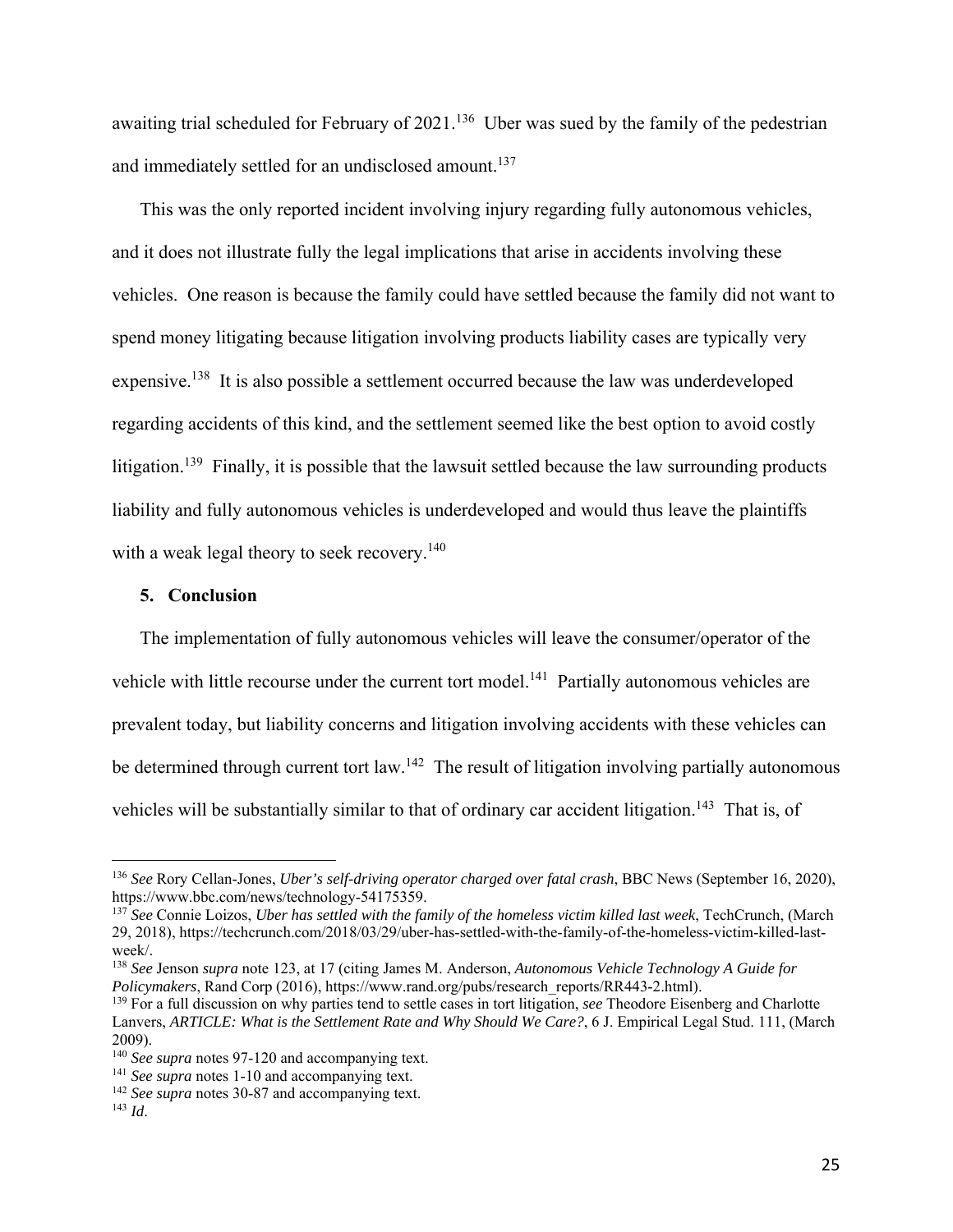awaiting trial scheduled for February of 2021.[136] Uber was sued by the family of the pedestrian and immediately settled for an undisclosed amount.[137]

This was the only reported incident involving injury regarding fully autonomous vehicles, and it does not illustrate fully the legal implications that arise in accidents involving these vehicles. One reason is because the family could have settled because the family did not want to spend money litigating because litigation involving products liability cases are typically very expensive.[138] It is also possible a settlement occurred because the law was underdeveloped regarding accidents of this kind, and the settlement seemed like the best option to avoid costly litigation.[139] Finally, it is possible that the lawsuit settled because the law surrounding products liability and fully autonomous vehicles is underdeveloped and would thus leave the plaintiffs with a weak legal theory to seek recovery.[140]

## 5. Conclusion

The implementation of fully autonomous vehicles will leave the consumer/operator of the vehicle with little recourse under the current tort model.[141] Partially autonomous vehicles are prevalent today, but liability concerns and litigation involving accidents with these vehicles can be determined through current tort law.[142] The result of litigation involving partially autonomous vehicles will be substantially similar to that of ordinary car accident litigation.[143] That is, of

---

[136] *See* Rory Cellan-Jones, *Uber's self-driving operator charged over fatal crash*, BBC News (September 16, 2020), https://www.bbc.com/news/technology-54175359.

[137] *See* Connie Loizos, *Uber has settled with the family of the homeless victim killed last week*, TechCrunch, (March 29, 2018), https://techcrunch.com/2018/03/29/uber-has-settled-with-the-family-of-the-homeless-victim-killed-last-week/.

[138] *See* Jenson *supra* note 123, at 17 (citing James M. Anderson, *Autonomous Vehicle Technology A Guide for Policymakers*, Rand Corp (2016), https://www.rand.org/pubs/research_reports/RR443-2.html).

[139] For a full discussion on why parties tend to settle cases in tort litigation, *see* Theodore Eisenberg and Charlotte Lanvers, *ARTICLE: What is the Settlement Rate and Why Should We Care?*, 6 J. Empirical Legal Stud. 111, (March 2009).

[140] *See supra* notes 97-120 and accompanying text.

[141] *See supra* notes 1-10 and accompanying text.

[142] *See supra* notes 30-87 and accompanying text.

[143] *Id*.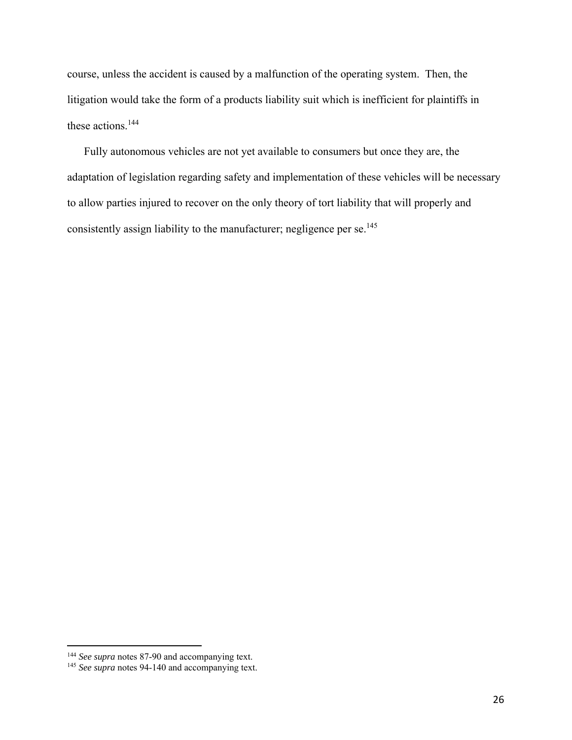course, unless the accident is caused by a malfunction of the operating system. Then, the litigation would take the form of a products liability suit which is inefficient for plaintiffs in these actions.[144]

Fully autonomous vehicles are not yet available to consumers but once they are, the adaptation of legislation regarding safety and implementation of these vehicles will be necessary to allow parties injured to recover on the only theory of tort liability that will properly and consistently assign liability to the manufacturer; negligence per se.[145]

---

[144] *See supra* notes 87-90 and accompanying text.

[145] *See supra* notes 94-140 and accompanying text.